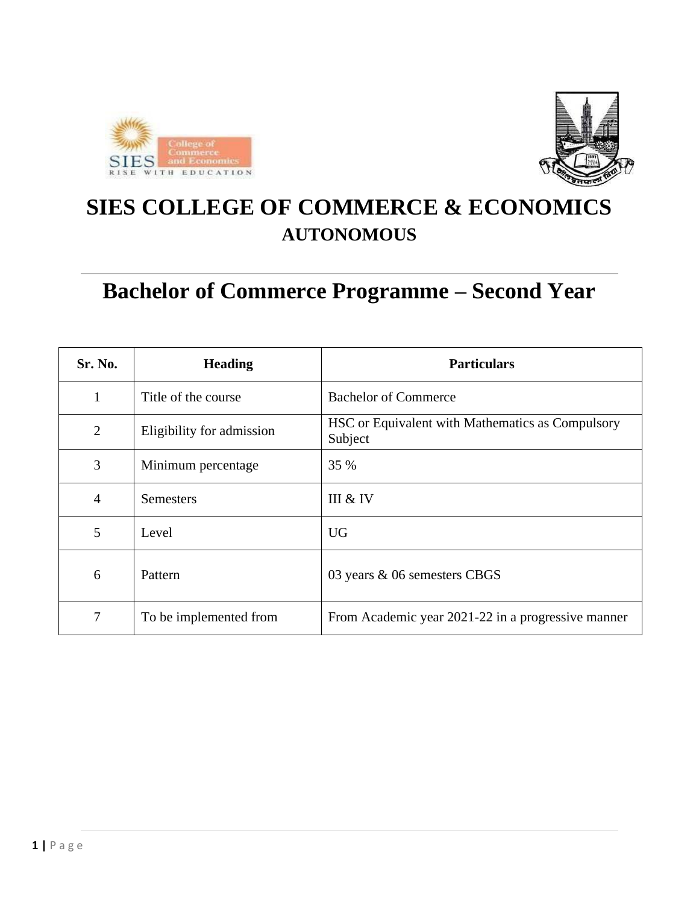# SIES COLLEGE OF COMMERCE & ECONOMICS

## AUTONOMOUS

# Bachelor of Commerce Programme – Second Year

| Sr. No. | Heading | Particulars |
| --- | --- | --- |
| 1 | Title of the course | Bachelor of Commerce |
| 2 | Eligibility for admission | HSC or Equivalent with Mathematics as Compulsory Subject |
| 3 | Minimum percentage | 35 % |
| 4 | Semesters | III & IV |
| 5 | Level | UG |
| 6 | Pattern | 03 years & 06 semesters CBGS |
| 7 | To be implemented from | From Academic year 2021-22 in a progressive manner |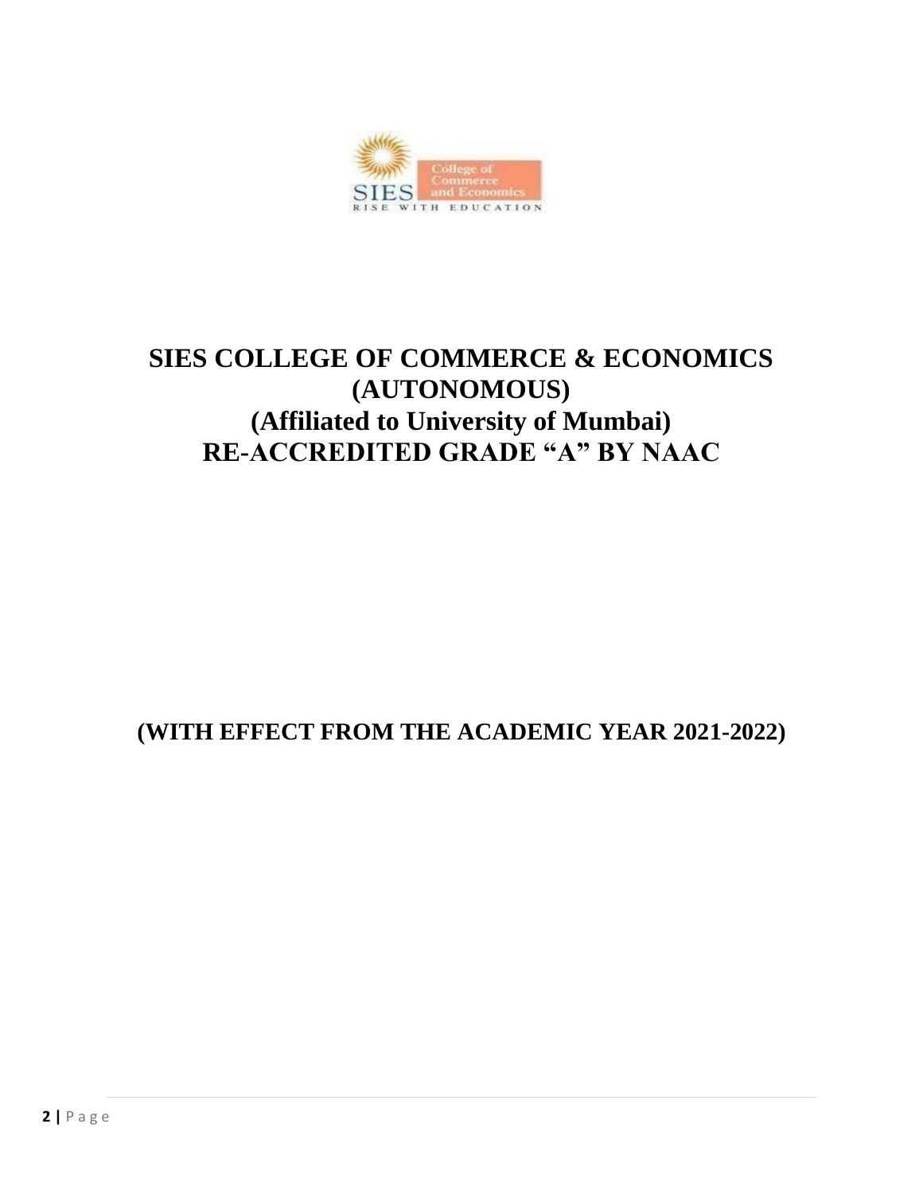# SIES COLLEGE OF COMMERCE & ECONOMICS (AUTONOMOUS)

## (Affiliated to University of Mumbai)

## RE-ACCREDITED GRADE “A” BY NAAC

**(WITH EFFECT FROM THE ACADEMIC YEAR 2021-2022)**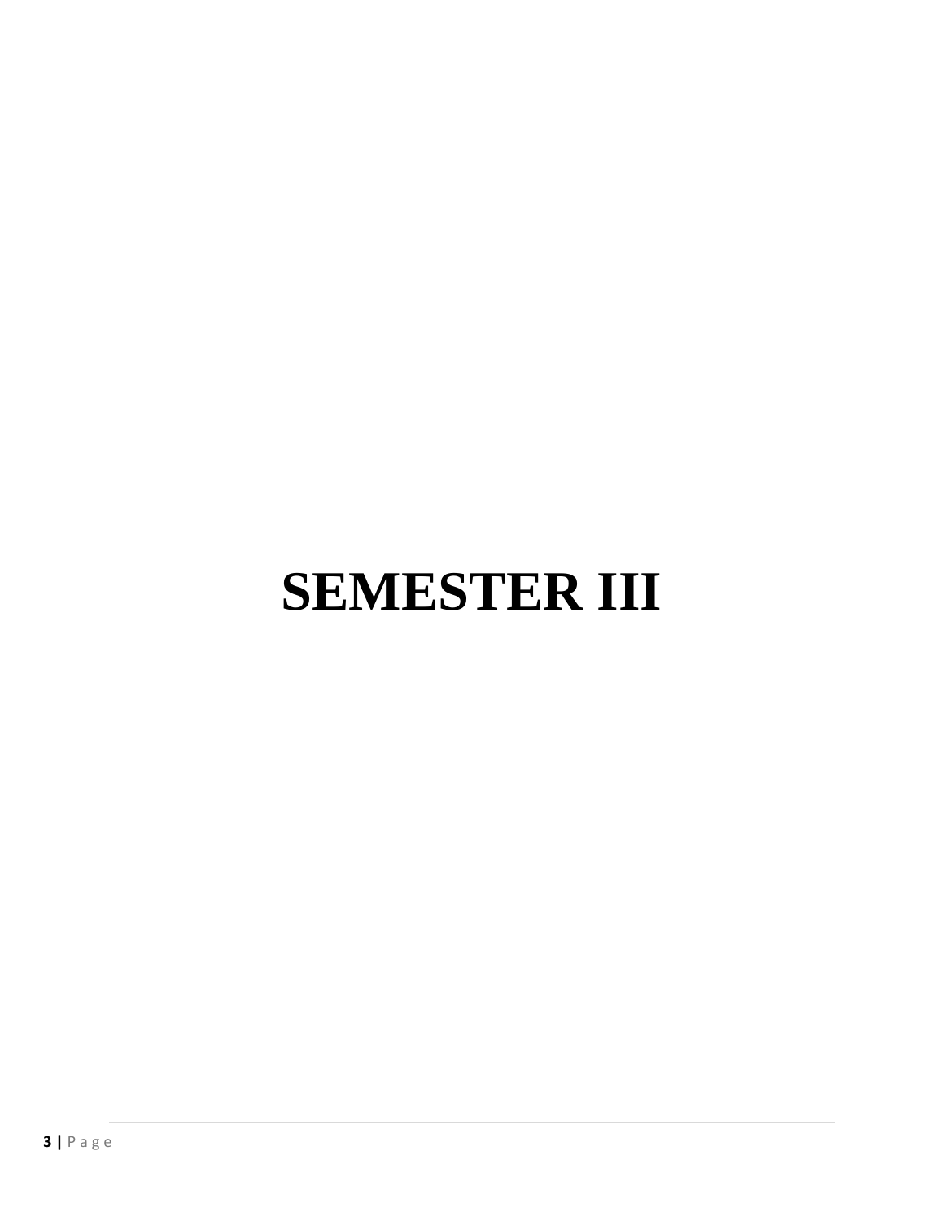# SEMESTER III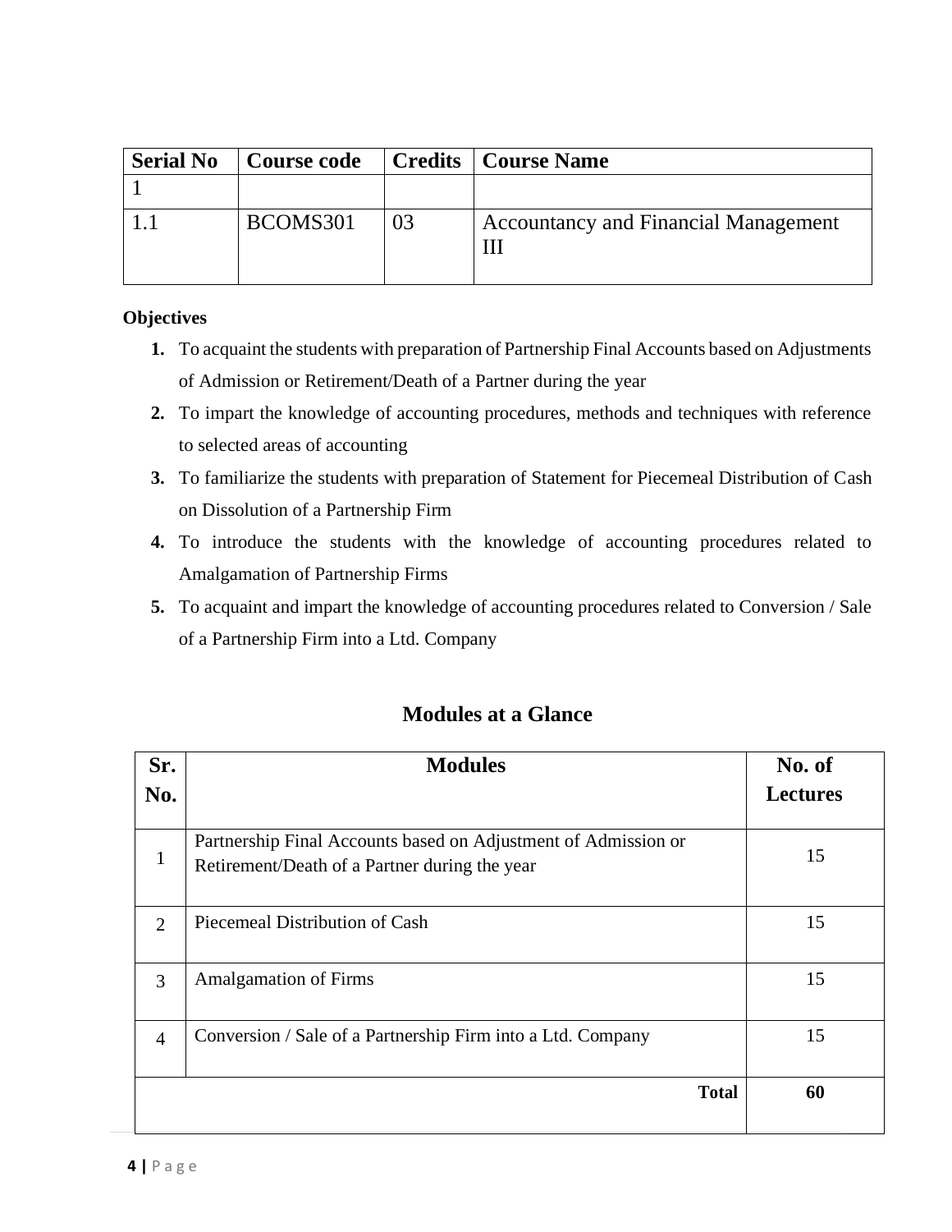| Serial No | Course code | Credits | Course Name |
| --- | --- | --- | --- |
| 1 | | | |
| 1.1 | BCOMS301 | 03 | Accountancy and Financial Management III |

**Objectives**

1. To acquaint the students with preparation of Partnership Final Accounts based on Adjustments of Admission or Retirement/Death of a Partner during the year
2. To impart the knowledge of accounting procedures, methods and techniques with reference to selected areas of accounting
3. To familiarize the students with preparation of Statement for Piecemeal Distribution of Cash on Dissolution of a Partnership Firm
4. To introduce the students with the knowledge of accounting procedures related to Amalgamation of Partnership Firms
5. To acquaint and impart the knowledge of accounting procedures related to Conversion / Sale of a Partnership Firm into a Ltd. Company

## Modules at a Glance

| Sr. No. | Modules | No. of Lectures |
| --- | --- | --- |
| 1 | Partnership Final Accounts based on Adjustment of Admission or Retirement/Death of a Partner during the year | 15 |
| 2 | Piecemeal Distribution of Cash | 15 |
| 3 | Amalgamation of Firms | 15 |
| 4 | Conversion / Sale of a Partnership Firm into a Ltd. Company | 15 |
| | **Total** | **60** |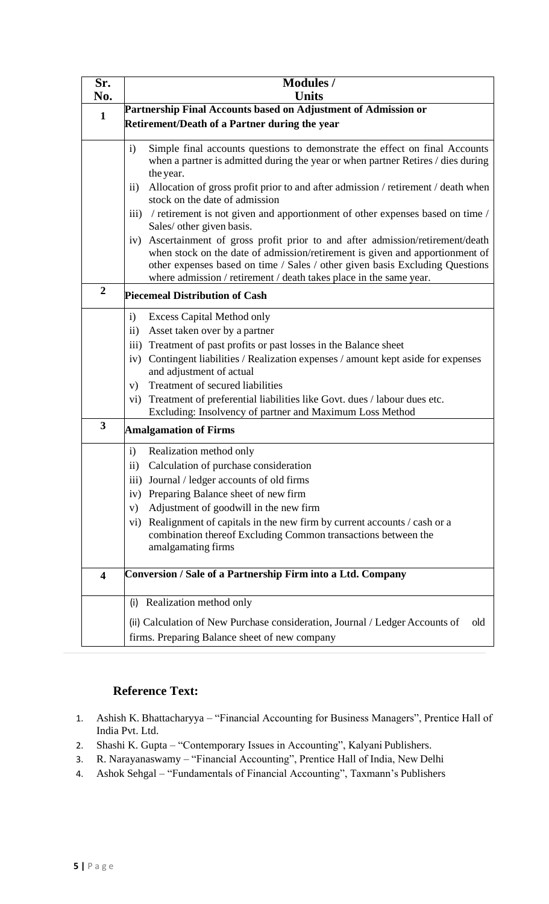| Sr. No. | Modules / Units |
|---|---|
| **1** | **Partnership Final Accounts based on Adjustment of Admission or Retirement/Death of a Partner during the year** |
| | i) Simple final accounts questions to demonstrate the effect on final Accounts when a partner is admitted during the year or when partner Retires / dies during the year.<br>ii) Allocation of gross profit prior to and after admission / retirement / death when stock on the date of admission<br>iii) / retirement is not given and apportionment of other expenses based on time / Sales/ other given basis.<br>iv) Ascertainment of gross profit prior to and after admission/retirement/death when stock on the date of admission/retirement is given and apportionment of other expenses based on time / Sales / other given basis Excluding Questions where admission / retirement / death takes place in the same year. |
| **2** | **Piecemeal Distribution of Cash** |
| | i) Excess Capital Method only<br>ii) Asset taken over by a partner<br>iii) Treatment of past profits or past losses in the Balance sheet<br>iv) Contingent liabilities / Realization expenses / amount kept aside for expenses and adjustment of actual<br>v) Treatment of secured liabilities<br>vi) Treatment of preferential liabilities like Govt. dues / labour dues etc. Excluding: Insolvency of partner and Maximum Loss Method |
| **3** | **Amalgamation of Firms** |
| | i) Realization method only<br>ii) Calculation of purchase consideration<br>iii) Journal / ledger accounts of old firms<br>iv) Preparing Balance sheet of new firm<br>v) Adjustment of goodwill in the new firm<br>vi) Realignment of capitals in the new firm by current accounts / cash or a combination thereof Excluding Common transactions between the amalgamating firms |
| **4** | **Conversion / Sale of a Partnership Firm into a Ltd. Company** |
| | (i) Realization method only<br>(ii) Calculation of New Purchase consideration, Journal / Ledger Accounts of old firms. Preparing Balance sheet of new company |

## Reference Text:

1. Ashish K. Bhattacharyya – "Financial Accounting for Business Managers", Prentice Hall of India Pvt. Ltd.
2. Shashi K. Gupta – "Contemporary Issues in Accounting", Kalyani Publishers.
3. R. Narayanaswamy – "Financial Accounting", Prentice Hall of India, New Delhi
4. Ashok Sehgal – "Fundamentals of Financial Accounting", Taxmann's Publishers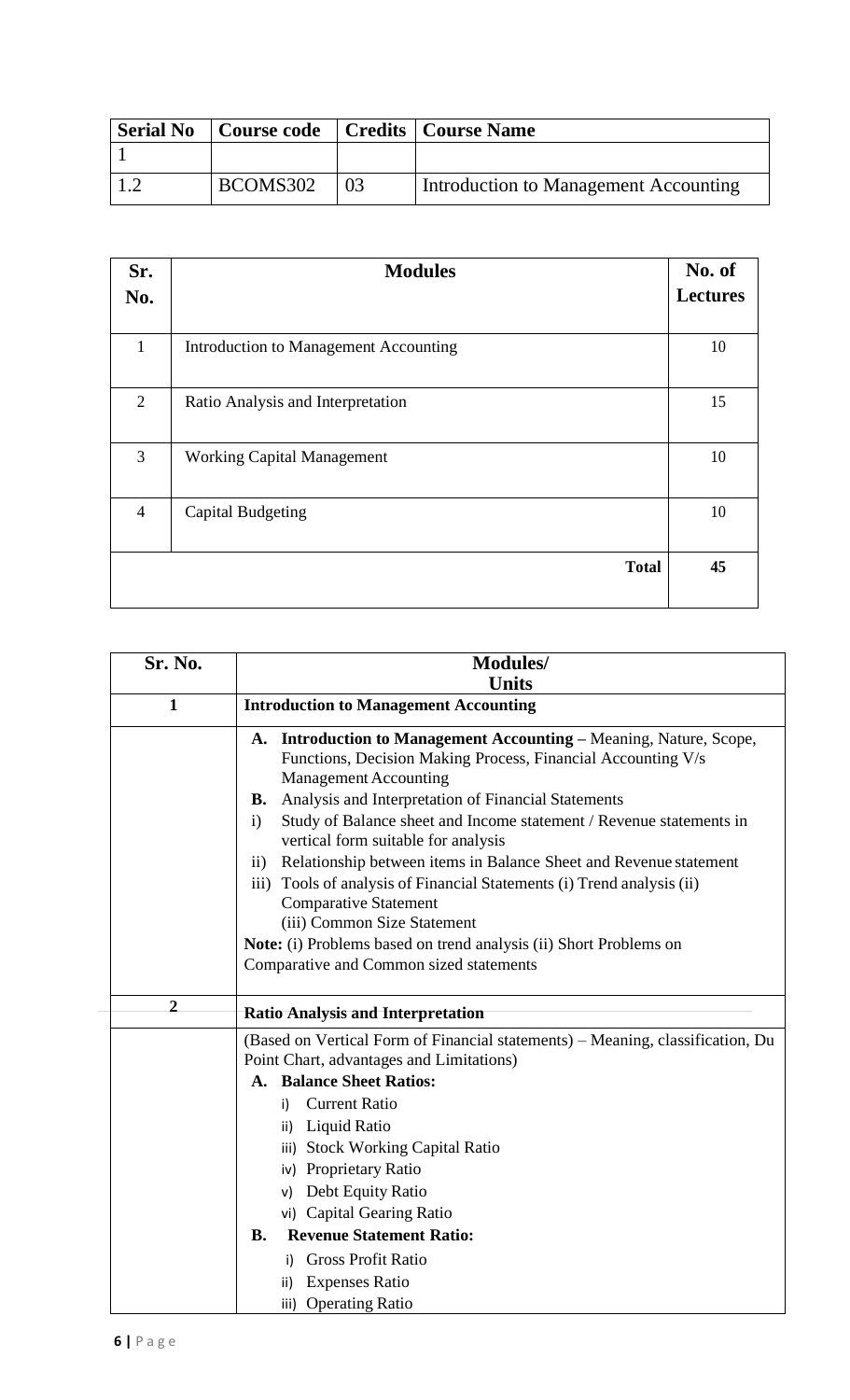| Serial No | Course code | Credits | Course Name |
|---|---|---|---|
| 1 | | | |
| 1.2 | BCOMS302 | 03 | Introduction to Management Accounting |

| Sr. No. | Modules | No. of Lectures |
|---|---|---|
| 1 | Introduction to Management Accounting | 10 |
| 2 | Ratio Analysis and Interpretation | 15 |
| 3 | Working Capital Management | 10 |
| 4 | Capital Budgeting | 10 |
| | **Total** | **45** |

| Sr. No. | Modules/ Units |
|---|---|
| **1** | **Introduction to Management Accounting** |
| | **A. Introduction to Management Accounting** – Meaning, Nature, Scope, Functions, Decision Making Process, Financial Accounting V/s Management Accounting<br>**B.** Analysis and Interpretation of Financial Statements<br>i) Study of Balance sheet and Income statement / Revenue statements in vertical form suitable for analysis<br>ii) Relationship between items in Balance Sheet and Revenue statement<br>iii) Tools of analysis of Financial Statements (i) Trend analysis (ii) Comparative Statement (iii) Common Size Statement<br>**Note:** (i) Problems based on trend analysis (ii) Short Problems on Comparative and Common sized statements |
| **2** | **Ratio Analysis and Interpretation** |
| | (Based on Vertical Form of Financial statements) – Meaning, classification, Du Point Chart, advantages and Limitations)<br>**A. Balance Sheet Ratios:**<br>i) Current Ratio<br>ii) Liquid Ratio<br>iii) Stock Working Capital Ratio<br>iv) Proprietary Ratio<br>v) Debt Equity Ratio<br>vi) Capital Gearing Ratio<br>**B. Revenue Statement Ratio:**<br>i) Gross Profit Ratio<br>ii) Expenses Ratio<br>iii) Operating Ratio |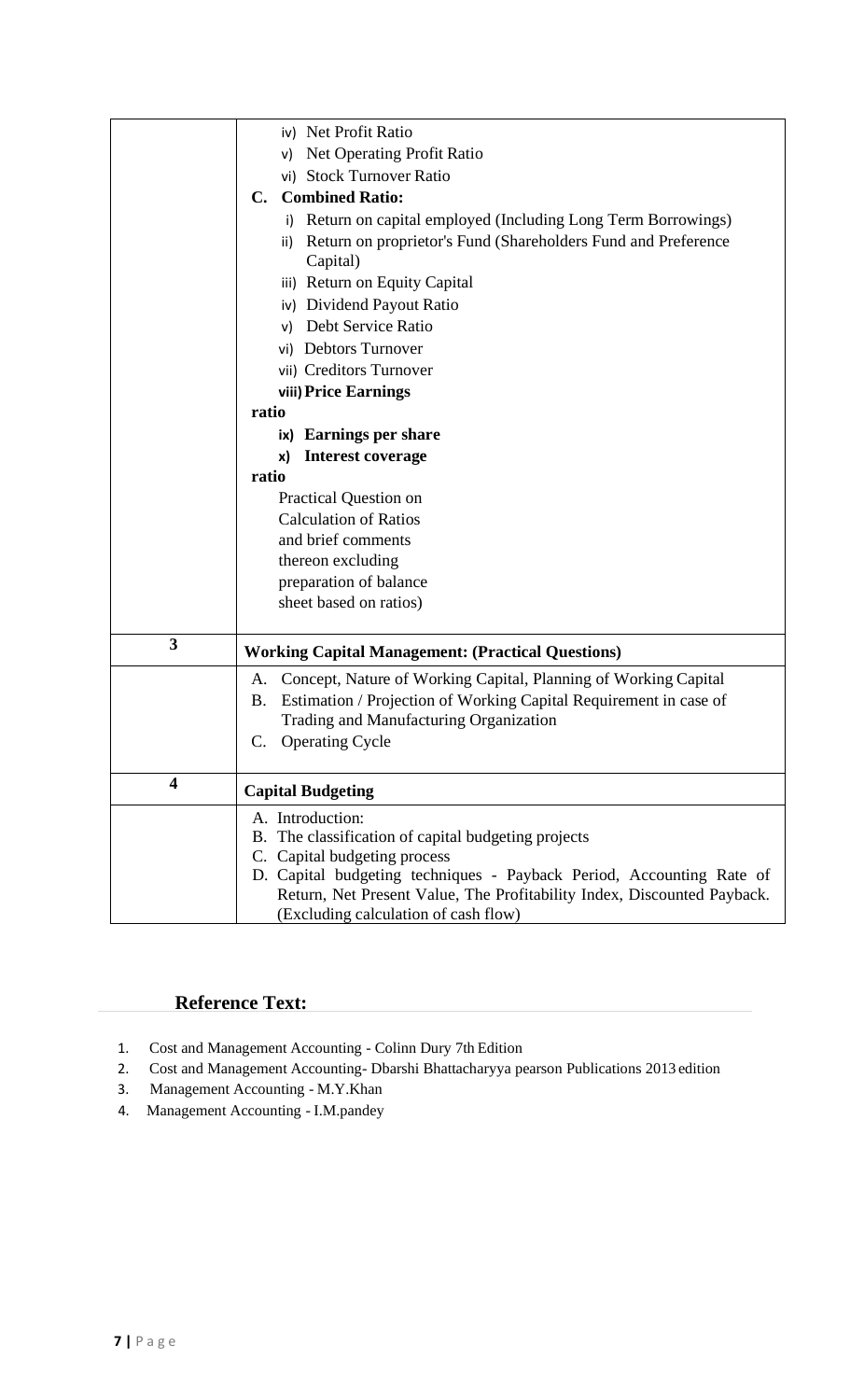| | |
|---|---|
| | iv) Net Profit Ratio<br>v) Net Operating Profit Ratio<br>vi) Stock Turnover Ratio<br>**C. Combined Ratio:**<br>i) Return on capital employed (Including Long Term Borrowings)<br>ii) Return on proprietor's Fund (Shareholders Fund and Preference Capital)<br>iii) Return on Equity Capital<br>iv) Dividend Payout Ratio<br>v) Debt Service Ratio<br>vi) Debtors Turnover<br>vii) Creditors Turnover<br>**viii) Price Earnings ratio**<br>**ix) Earnings per share**<br>**x) Interest coverage ratio**<br>Practical Question on Calculation of Ratios and brief comments thereon excluding preparation of balance sheet based on ratios) |
| **3** | **Working Capital Management: (Practical Questions)** |
| | A. Concept, Nature of Working Capital, Planning of Working Capital<br>B. Estimation / Projection of Working Capital Requirement in case of Trading and Manufacturing Organization<br>C. Operating Cycle |
| **4** | **Capital Budgeting** |
| | A. Introduction:<br>B. The classification of capital budgeting projects<br>C. Capital budgeting process<br>D. Capital budgeting techniques - Payback Period, Accounting Rate of Return, Net Present Value, The Profitability Index, Discounted Payback. (Excluding calculation of cash flow) |

## Reference Text:

1. Cost and Management Accounting - Colinn Dury 7th Edition
2. Cost and Management Accounting- Dbarshi Bhattacharyya pearson Publications 2013 edition
3. Management Accounting - M.Y.Khan
4. Management Accounting - I.M.pandey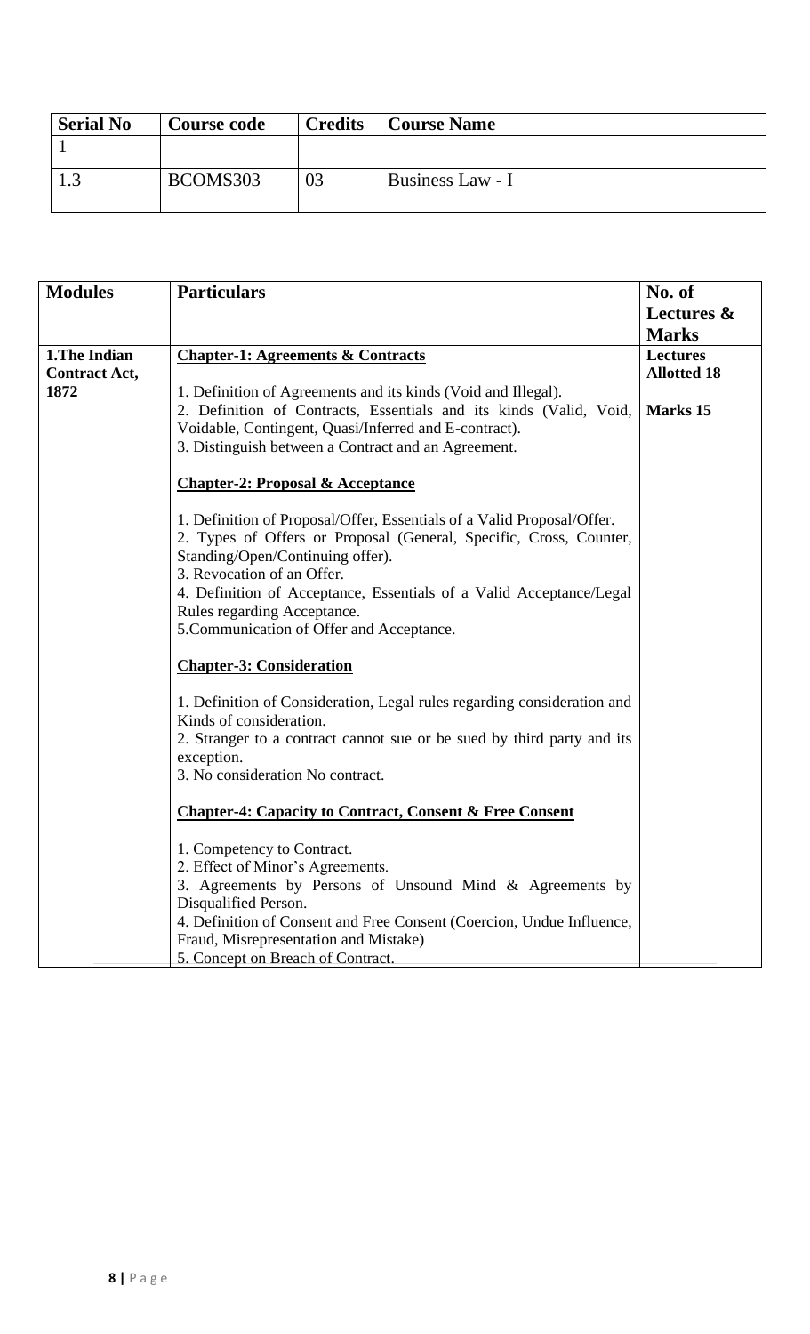| Serial No | Course code | Credits | Course Name |
|---|---|---|---|
| 1 | | | |
| 1.3 | BCOMS303 | 03 | Business Law - I |

| Modules | Particulars | No. of Lectures & Marks |
|---|---|---|
| **1.The Indian Contract Act, 1872** | **Chapter-1: Agreements & Contracts**<br><br>1. Definition of Agreements and its kinds (Void and Illegal).<br>2. Definition of Contracts, Essentials and its kinds (Valid, Void, Voidable, Contingent, Quasi/Inferred and E-contract).<br>3. Distinguish between a Contract and an Agreement.<br><br>**Chapter-2: Proposal & Acceptance**<br><br>1. Definition of Proposal/Offer, Essentials of a Valid Proposal/Offer.<br>2. Types of Offers or Proposal (General, Specific, Cross, Counter, Standing/Open/Continuing offer).<br>3. Revocation of an Offer.<br>4. Definition of Acceptance, Essentials of a Valid Acceptance/Legal Rules regarding Acceptance.<br>5.Communication of Offer and Acceptance.<br><br>**Chapter-3: Consideration**<br><br>1. Definition of Consideration, Legal rules regarding consideration and Kinds of consideration.<br>2. Stranger to a contract cannot sue or be sued by third party and its exception.<br>3. No consideration No contract.<br><br>**Chapter-4: Capacity to Contract, Consent & Free Consent**<br><br>1. Competency to Contract.<br>2. Effect of Minor's Agreements.<br>3. Agreements by Persons of Unsound Mind & Agreements by Disqualified Person.<br>4. Definition of Consent and Free Consent (Coercion, Undue Influence, Fraud, Misrepresentation and Mistake)<br>5. Concept on Breach of Contract. | **Lectures Allotted 18**<br><br>**Marks 15** |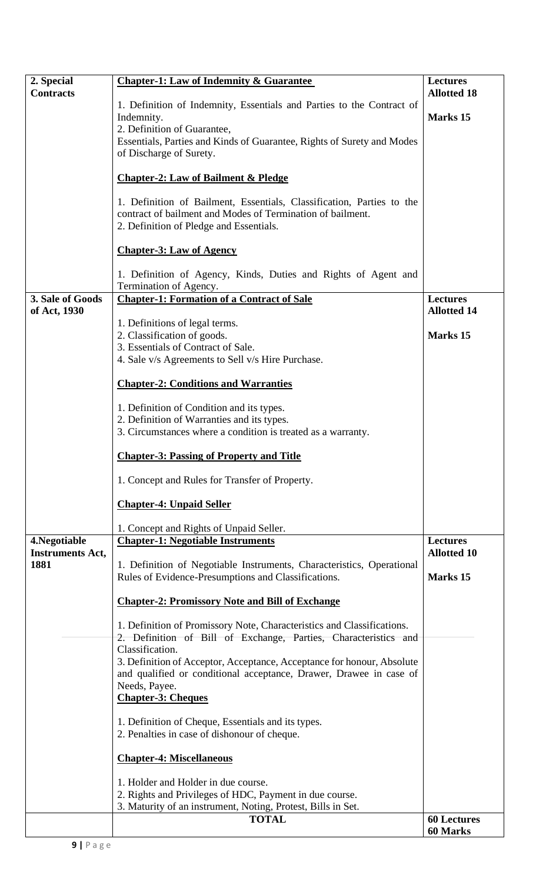| | | |
|---|---|---|
| **2. Special Contracts** | **Chapter-1: Law of Indemnity & Guarantee**<br><br>1. Definition of Indemnity, Essentials and Parties to the Contract of Indemnity.<br>2. Definition of Guarantee,<br>Essentials, Parties and Kinds of Guarantee, Rights of Surety and Modes of Discharge of Surety.<br><br>**Chapter-2: Law of Bailment & Pledge**<br><br>1. Definition of Bailment, Essentials, Classification, Parties to the contract of bailment and Modes of Termination of bailment.<br>2. Definition of Pledge and Essentials.<br><br>**Chapter-3: Law of Agency**<br><br>1. Definition of Agency, Kinds, Duties and Rights of Agent and Termination of Agency. | **Lectures Allotted 18**<br><br>**Marks 15** |
| **3. Sale of Goods of Act, 1930** | **Chapter-1: Formation of a Contract of Sale**<br><br>1. Definitions of legal terms.<br>2. Classification of goods.<br>3. Essentials of Contract of Sale.<br>4. Sale v/s Agreements to Sell v/s Hire Purchase.<br><br>**Chapter-2: Conditions and Warranties**<br><br>1. Definition of Condition and its types.<br>2. Definition of Warranties and its types.<br>3. Circumstances where a condition is treated as a warranty.<br><br>**Chapter-3: Passing of Property and Title**<br><br>1. Concept and Rules for Transfer of Property.<br><br>**Chapter-4: Unpaid Seller**<br><br>1. Concept and Rights of Unpaid Seller. | **Lectures Allotted 14**<br><br>**Marks 15** |
| **4.Negotiable Instruments Act, 1881** | **Chapter-1: Negotiable Instruments**<br><br>1. Definition of Negotiable Instruments, Characteristics, Operational Rules of Evidence-Presumptions and Classifications.<br><br>**Chapter-2: Promissory Note and Bill of Exchange**<br><br>1. Definition of Promissory Note, Characteristics and Classifications.<br>2. Definition of Bill of Exchange, Parties, Characteristics and Classification.<br>3. Definition of Acceptor, Acceptance, Acceptance for honour, Absolute and qualified or conditional acceptance, Drawer, Drawee in case of Needs, Payee.<br>**Chapter-3: Cheques**<br><br>1. Definition of Cheque, Essentials and its types.<br>2. Penalties in case of dishonour of cheque.<br><br>**Chapter-4: Miscellaneous**<br><br>1. Holder and Holder in due course.<br>2. Rights and Privileges of HDC, Payment in due course.<br>3. Maturity of an instrument, Noting, Protest, Bills in Set. | **Lectures Allotted 10**<br><br>**Marks 15** |
| | **TOTAL** | **60 Lectures**<br>**60 Marks** |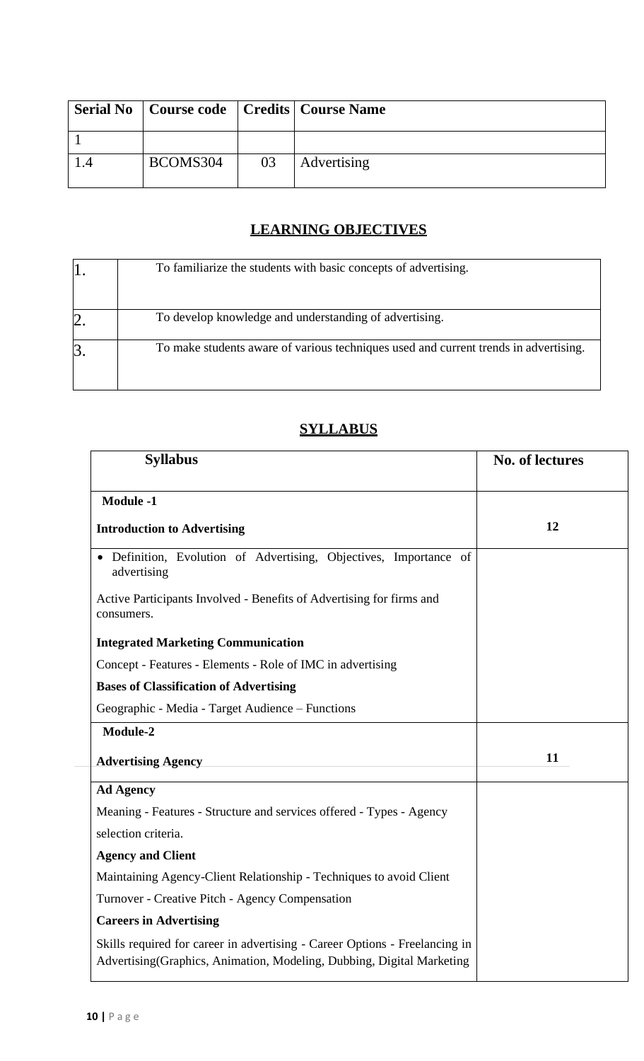| Serial No | Course code | Credits | Course Name |
|---|---|---|---|
| 1 | | | |
| 1.4 | BCOMS304 | 03 | Advertising |

## LEARNING OBJECTIVES

| | |
|---|---|
| 1. | To familiarize the students with basic concepts of advertising. |
| 2. | To develop knowledge and understanding of advertising. |
| 3. | To make students aware of various techniques used and current trends in advertising. |

## SYLLABUS

| Syllabus | No. of lectures |
|---|---|
| **Module -1**<br>**Introduction to Advertising** | **12** |
| • Definition, Evolution of Advertising, Objectives, Importance of advertising<br>Active Participants Involved - Benefits of Advertising for firms and consumers.<br>**Integrated Marketing Communication**<br>Concept - Features - Elements - Role of IMC in advertising<br>**Bases of Classification of Advertising**<br>Geographic - Media - Target Audience – Functions | |
| **Module-2**<br>**Advertising Agency** | **11** |
| **Ad Agency**<br>Meaning - Features - Structure and services offered - Types - Agency selection criteria.<br>**Agency and Client**<br>Maintaining Agency-Client Relationship - Techniques to avoid Client Turnover - Creative Pitch - Agency Compensation<br>**Careers in Advertising**<br>Skills required for career in advertising - Career Options - Freelancing in Advertising(Graphics, Animation, Modeling, Dubbing, Digital Marketing | |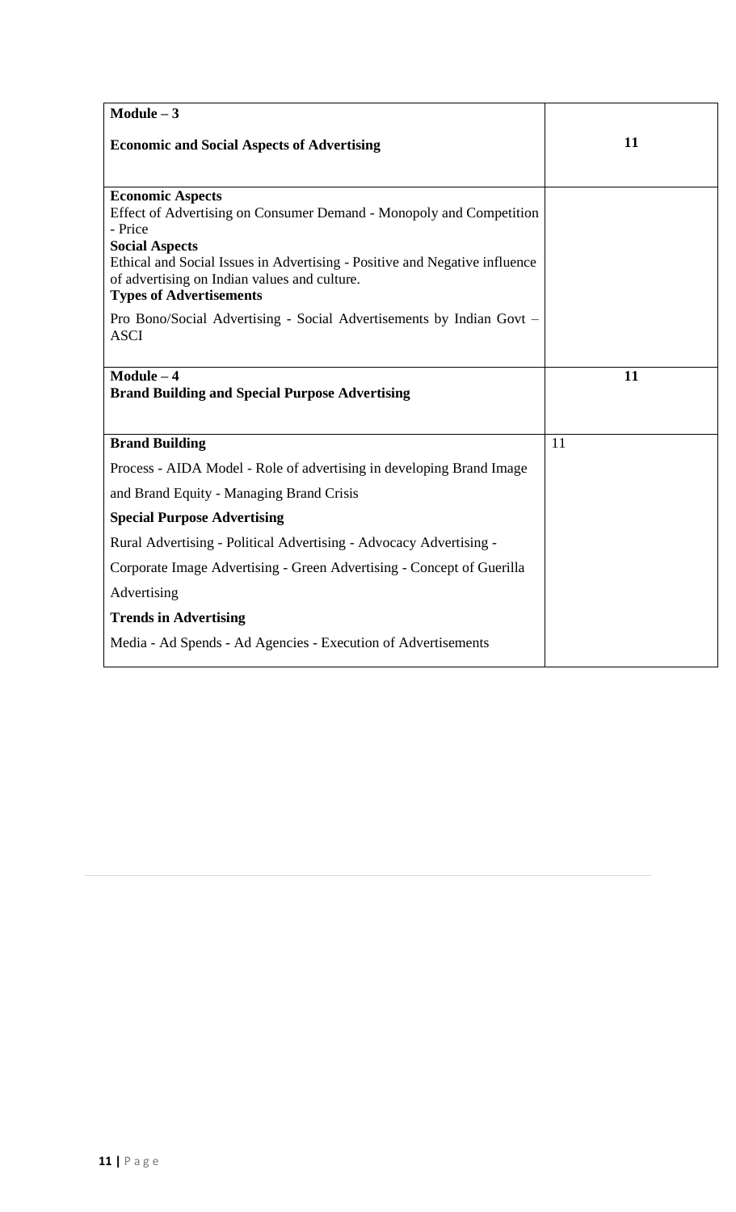| Module – 3<br><br>**Economic and Social Aspects of Advertising** | **11** |
|---|---|
| **Economic Aspects**<br>Effect of Advertising on Consumer Demand - Monopoly and Competition - Price<br>**Social Aspects**<br>Ethical and Social Issues in Advertising - Positive and Negative influence of advertising on Indian values and culture.<br>**Types of Advertisements**<br>Pro Bono/Social Advertising - Social Advertisements by Indian Govt – ASCI | |
| **Module – 4**<br>**Brand Building and Special Purpose Advertising** | **11** |
| **Brand Building**<br>Process - AIDA Model - Role of advertising in developing Brand Image and Brand Equity - Managing Brand Crisis<br>**Special Purpose Advertising**<br>Rural Advertising - Political Advertising - Advocacy Advertising - Corporate Image Advertising - Green Advertising - Concept of Guerilla Advertising<br>**Trends in Advertising**<br>Media - Ad Spends - Ad Agencies - Execution of Advertisements | 11 |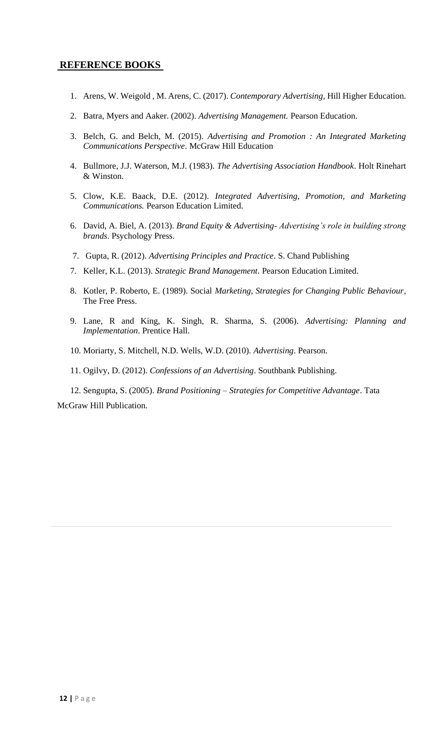## REFERENCE BOOKS

1. Arens, W. Weigold , M. Arens, C. (2017). *Contemporary Advertising,* Hill Higher Education.
2. Batra, Myers and Aaker. (2002). *Advertising Management.* Pearson Education.
3. Belch, G. and Belch, M. (2015). *Advertising and Promotion : An Integrated Marketing Communications Perspective*. McGraw Hill Education
4. Bullmore, J.J. Waterson, M.J. (1983). *The Advertising Association Handbook*. Holt Rinehart & Winston.
5. Clow, K.E. Baack, D.E. (2012). *Integrated Advertising, Promotion, and Marketing Communications.* Pearson Education Limited.
6. David, A. Biel, A. (2013). *Brand Equity & Advertising- Advertising's role in building strong brands*. Psychology Press.
7. Gupta, R. (2012). *Advertising Principles and Practice*. S. Chand Publishing
7. Keller, K.L. (2013). *Strategic Brand Management*. Pearson Education Limited.
8. Kotler, P. Roberto, E. (1989). Social *Marketing, Strategies for Changing Public Behaviour*, The Free Press.
9. Lane, R and King, K. Singh, R. Sharma, S. (2006). *Advertising: Planning and Implementation*. Prentice Hall.
10. Moriarty, S. Mitchell, N.D. Wells, W.D. (2010). *Advertising*. Pearson.
11. Ogilvy, D. (2012). *Confessions of an Advertising*. Southbank Publishing.
12. Sengupta, S. (2005). *Brand Positioning – Strategies for Competitive Advantage*. Tata McGraw Hill Publication.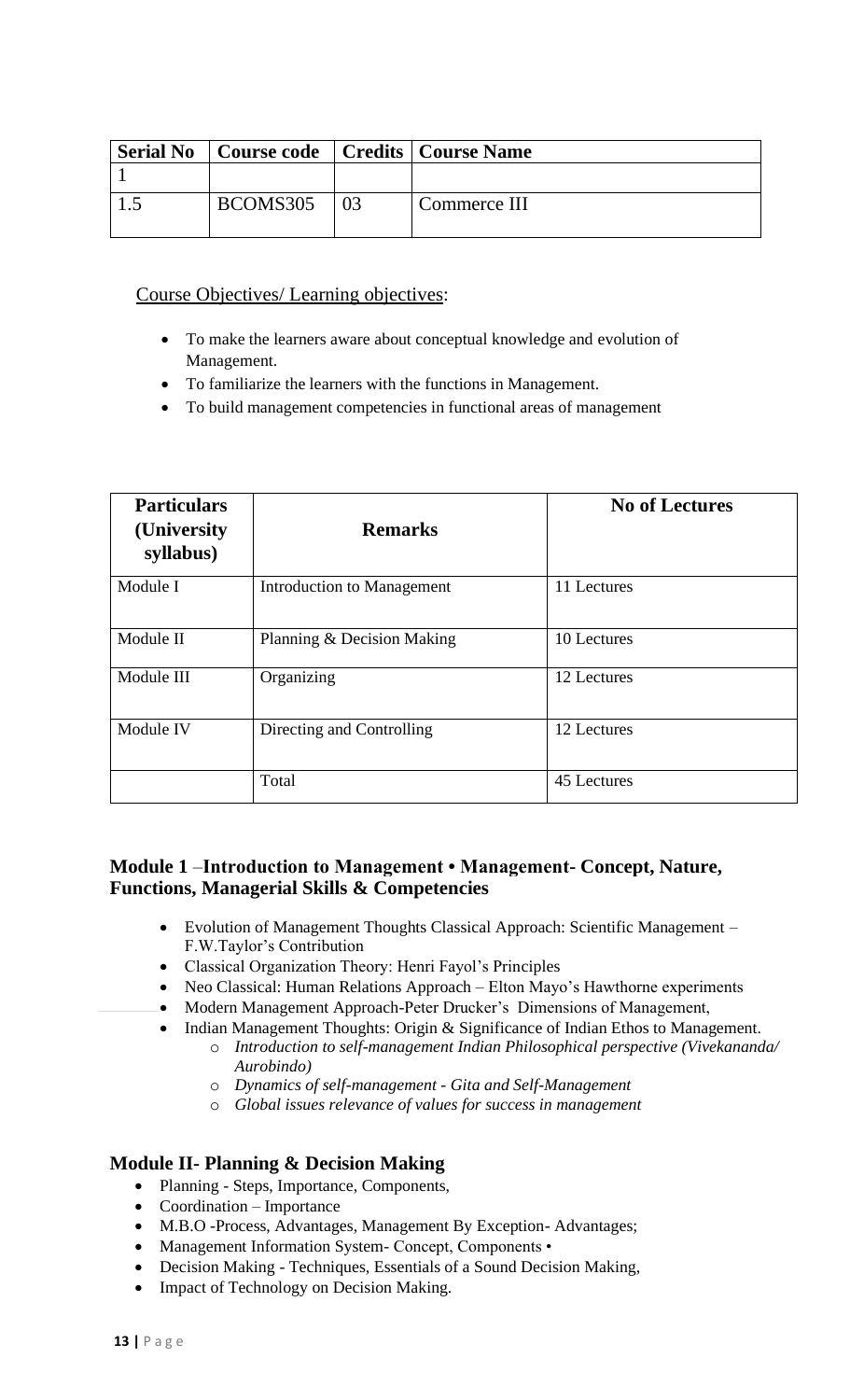| Serial No | Course code | Credits | Course Name |
|---|---|---|---|
| 1 | | | |
| 1.5 | BCOMS305 | 03 | Commerce III |

Course Objectives/ Learning objectives:

- To make the learners aware about conceptual knowledge and evolution of Management.
- To familiarize the learners with the functions in Management.
- To build management competencies in functional areas of management

| Particulars (University syllabus) | Remarks | No of Lectures |
|---|---|---|
| Module I | Introduction to Management | 11 Lectures |
| Module II | Planning & Decision Making | 10 Lectures |
| Module III | Organizing | 12 Lectures |
| Module IV | Directing and Controlling | 12 Lectures |
| | Total | 45 Lectures |

### Module 1 –Introduction to Management • Management- Concept, Nature, Functions, Managerial Skills & Competencies

- Evolution of Management Thoughts Classical Approach: Scientific Management – F.W.Taylor's Contribution
- Classical Organization Theory: Henri Fayol's Principles
- Neo Classical: Human Relations Approach – Elton Mayo's Hawthorne experiments
- Modern Management Approach-Peter Drucker's Dimensions of Management,
- Indian Management Thoughts: Origin & Significance of Indian Ethos to Management.
  - *Introduction to self-management Indian Philosophical perspective (Vivekananda/ Aurobindo)*
  - *Dynamics of self-management - Gita and Self-Management*
  - *Global issues relevance of values for success in management*

### Module II- Planning & Decision Making

- Planning - Steps, Importance, Components,
- Coordination – Importance
- M.B.O -Process, Advantages, Management By Exception- Advantages;
- Management Information System- Concept, Components •
- Decision Making - Techniques, Essentials of a Sound Decision Making,
- Impact of Technology on Decision Making.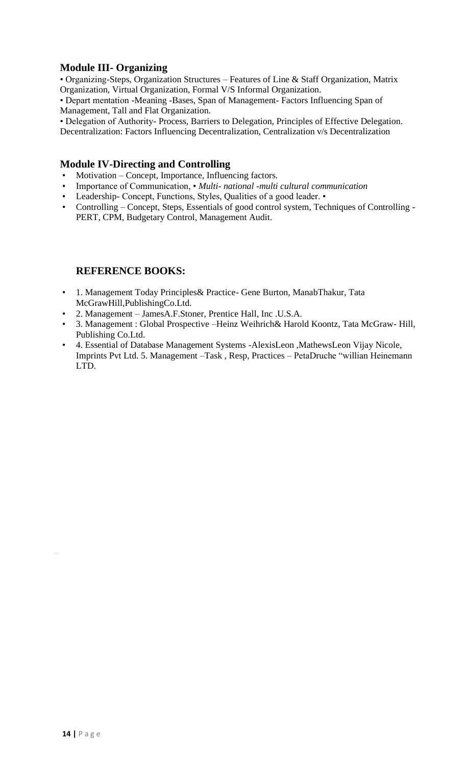### Module III- Organizing

• Organizing-Steps, Organization Structures – Features of Line & Staff Organization, Matrix Organization, Virtual Organization, Formal V/S Informal Organization.

• Depart mentation -Meaning -Bases, Span of Management- Factors Influencing Span of Management, Tall and Flat Organization.

• Delegation of Authority- Process, Barriers to Delegation, Principles of Effective Delegation. Decentralization: Factors Influencing Decentralization, Centralization v/s Decentralization

### Module IV-Directing and Controlling

- Motivation – Concept, Importance, Influencing factors.
- Importance of Communication, • *Multi- national -multi cultural communication*
- Leadership- Concept, Functions, Styles, Qualities of a good leader. •
- Controlling – Concept, Steps, Essentials of good control system, Techniques of Controlling - PERT, CPM, Budgetary Control, Management Audit.

### REFERENCE BOOKS:

- 1. Management Today Principles& Practice- Gene Burton, ManabThakur, Tata McGrawHill,PublishingCo.Ltd.
- 2. Management – JamesA.F.Stoner, Prentice Hall, Inc .U.S.A.
- 3. Management : Global Prospective –Heinz Weihrich& Harold Koontz, Tata McGraw- Hill, Publishing Co.Ltd.
- 4. Essential of Database Management Systems -AlexisLeon ,MathewsLeon Vijay Nicole, Imprints Pvt Ltd. 5. Management –Task , Resp, Practices – PetaDruche "willian Heinemann LTD.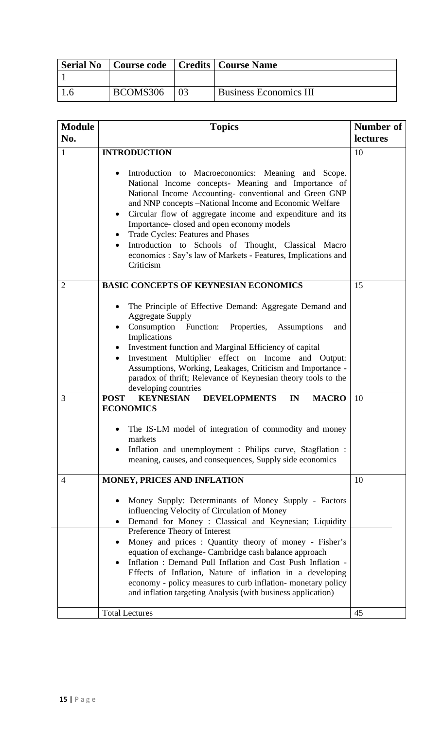| Serial No | Course code | Credits | Course Name |
|---|---|---|---|
| 1 | | | |
| 1.6 | BCOMS306 | 03 | Business Economics III |

| Module No. | Topics | Number of lectures |
|---|---|---|
| 1 | **INTRODUCTION**<br><br>• Introduction to Macroeconomics: Meaning and Scope. National Income concepts- Meaning and Importance of National Income Accounting- conventional and Green GNP and NNP concepts –National Income and Economic Welfare<br>• Circular flow of aggregate income and expenditure and its Importance- closed and open economy models<br>• Trade Cycles: Features and Phases<br>• Introduction to Schools of Thought, Classical Macro economics : Say's law of Markets - Features, Implications and Criticism | 10 |
| 2 | **BASIC CONCEPTS OF KEYNESIAN ECONOMICS**<br><br>• The Principle of Effective Demand: Aggregate Demand and Aggregate Supply<br>• Consumption Function: Properties, Assumptions and Implications<br>• Investment function and Marginal Efficiency of capital<br>• Investment Multiplier effect on Income and Output: Assumptions, Working, Leakages, Criticism and Importance - paradox of thrift; Relevance of Keynesian theory tools to the developing countries | 15 |
| 3 | **POST KEYNESIAN DEVELOPMENTS IN MACRO ECONOMICS**<br><br>• The IS-LM model of integration of commodity and money markets<br>• Inflation and unemployment : Philips curve, Stagflation : meaning, causes, and consequences, Supply side economics | 10 |
| 4 | **MONEY, PRICES AND INFLATION**<br><br>• Money Supply: Determinants of Money Supply - Factors influencing Velocity of Circulation of Money<br>• Demand for Money : Classical and Keynesian; Liquidity Preference Theory of Interest<br>• Money and prices : Quantity theory of money - Fisher's equation of exchange- Cambridge cash balance approach<br>• Inflation : Demand Pull Inflation and Cost Push Inflation - Effects of Inflation, Nature of inflation in a developing economy - policy measures to curb inflation- monetary policy and inflation targeting Analysis (with business application) | 10 |
| | Total Lectures | 45 |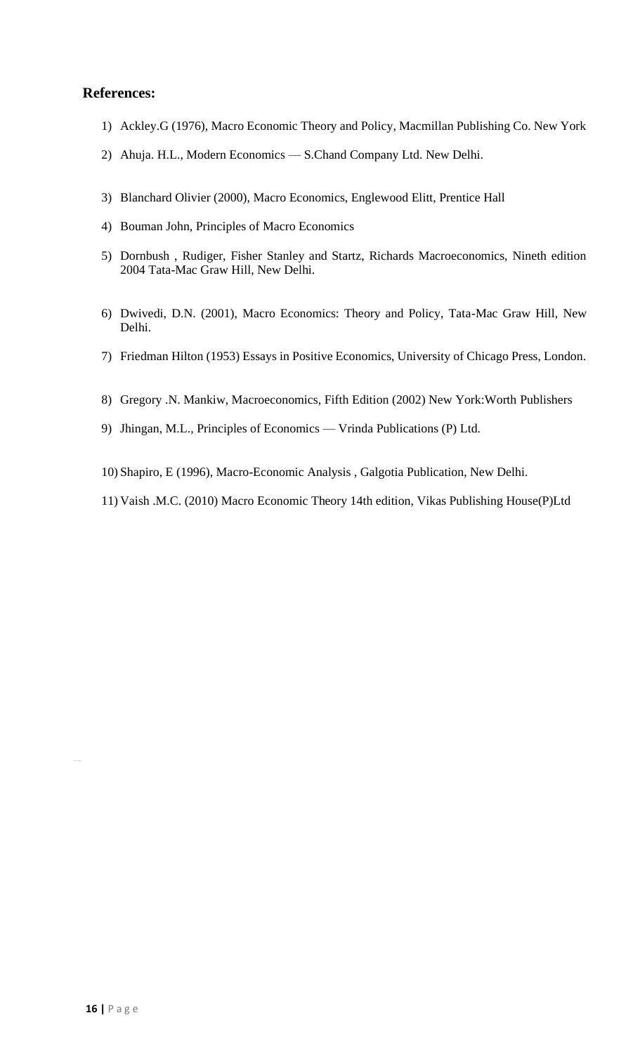**References:**

1) Ackley.G (1976), Macro Economic Theory and Policy, Macmillan Publishing Co. New York
2) Ahuja. H.L., Modern Economics — S.Chand Company Ltd. New Delhi.
3) Blanchard Olivier (2000), Macro Economics, Englewood Elitt, Prentice Hall
4) Bouman John, Principles of Macro Economics
5) Dornbush , Rudiger, Fisher Stanley and Startz, Richards Macroeconomics, Nineth edition 2004 Tata-Mac Graw Hill, New Delhi.
6) Dwivedi, D.N. (2001), Macro Economics: Theory and Policy, Tata-Mac Graw Hill, New Delhi.
7) Friedman Hilton (1953) Essays in Positive Economics, University of Chicago Press, London.
8) Gregory .N. Mankiw, Macroeconomics, Fifth Edition (2002) New York:Worth Publishers
9) Jhingan, M.L., Principles of Economics — Vrinda Publications (P) Ltd.
10) Shapiro, E (1996), Macro-Economic Analysis , Galgotia Publication, New Delhi.
11) Vaish .M.C. (2010) Macro Economic Theory 14th edition, Vikas Publishing House(P)Ltd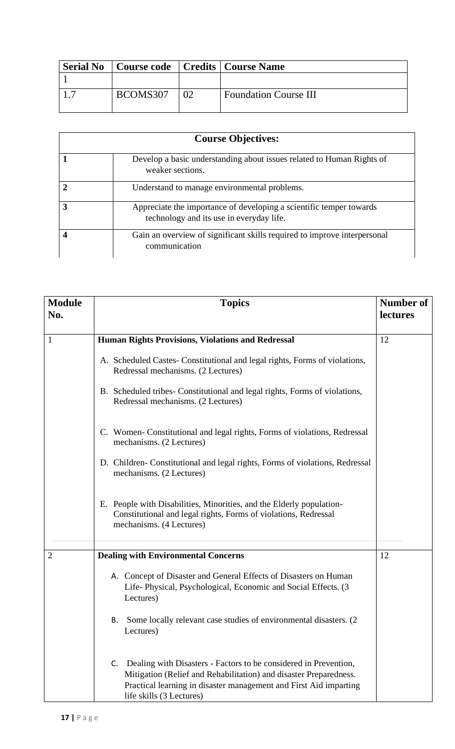| Serial No | Course code | Credits | Course Name |
| --- | --- | --- | --- |
| 1 | | | |
| 1.7 | BCOMS307 | 02 | Foundation Course III |

| Course Objectives: | |
| --- | --- |
| **1** | Develop a basic understanding about issues related to Human Rights of weaker sections. |
| **2** | Understand to manage environmental problems. |
| **3** | Appreciate the importance of developing a scientific temper towards technology and its use in everyday life. |
| **4** | Gain an overview of significant skills required to improve interpersonal communication |

| Module No. | Topics | Number of lectures |
| --- | --- | --- |
| 1 | **Human Rights Provisions, Violations and Redressal**<br><br>A. Scheduled Castes- Constitutional and legal rights, Forms of violations, Redressal mechanisms. (2 Lectures)<br><br>B. Scheduled tribes- Constitutional and legal rights, Forms of violations, Redressal mechanisms. (2 Lectures)<br><br>C. Women- Constitutional and legal rights, Forms of violations, Redressal mechanisms. (2 Lectures)<br><br>D. Children- Constitutional and legal rights, Forms of violations, Redressal mechanisms. (2 Lectures)<br><br>E. People with Disabilities, Minorities, and the Elderly population- Constitutional and legal rights, Forms of violations, Redressal mechanisms. (4 Lectures) | 12 |
| 2 | **Dealing with Environmental Concerns**<br><br>A. Concept of Disaster and General Effects of Disasters on Human Life- Physical, Psychological, Economic and Social Effects. (3 Lectures)<br><br>B. Some locally relevant case studies of environmental disasters. (2 Lectures)<br><br>C. Dealing with Disasters - Factors to be considered in Prevention, Mitigation (Relief and Rehabilitation) and disaster Preparedness. Practical learning in disaster management and First Aid imparting life skills (3 Lectures) | 12 |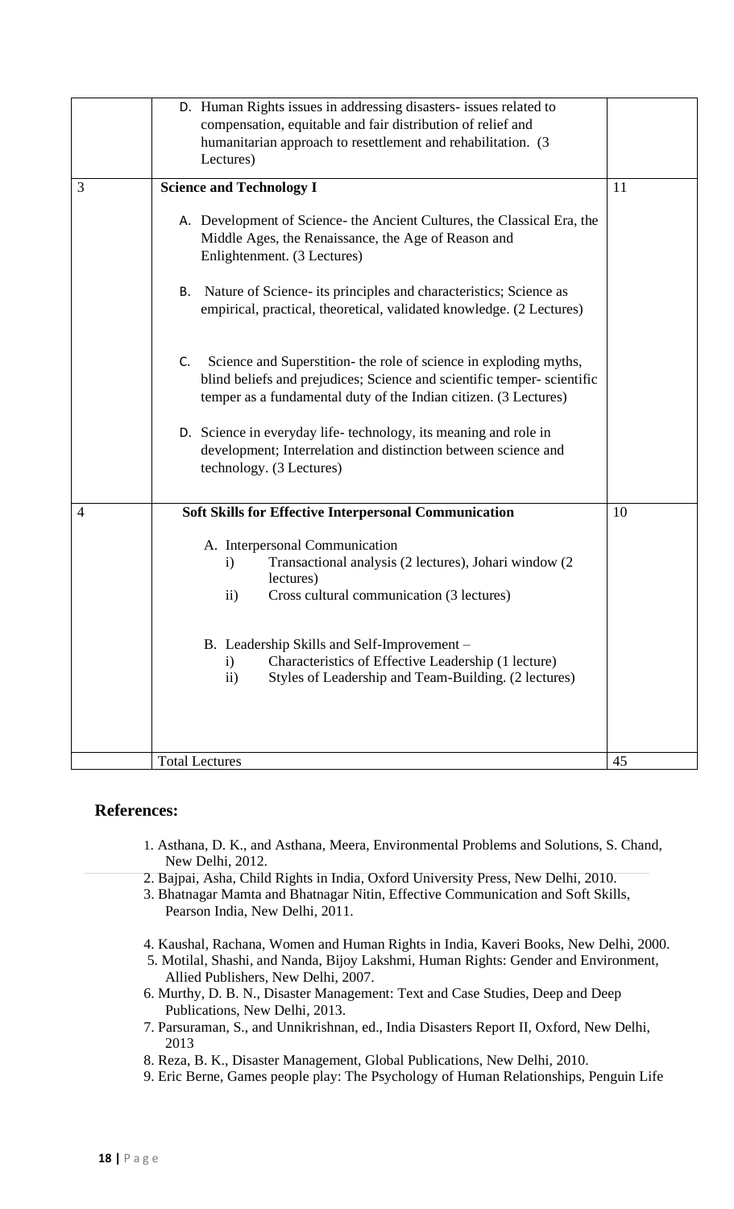| | | |
|---|---|---|
| | D. Human Rights issues in addressing disasters- issues related to compensation, equitable and fair distribution of relief and humanitarian approach to resettlement and rehabilitation. (3 Lectures) | |
| 3 | **Science and Technology I**<br><br>A. Development of Science- the Ancient Cultures, the Classical Era, the Middle Ages, the Renaissance, the Age of Reason and Enlightenment. (3 Lectures)<br><br>B. Nature of Science- its principles and characteristics; Science as empirical, practical, theoretical, validated knowledge. (2 Lectures)<br><br>C. Science and Superstition- the role of science in exploding myths, blind beliefs and prejudices; Science and scientific temper- scientific temper as a fundamental duty of the Indian citizen. (3 Lectures)<br><br>D. Science in everyday life- technology, its meaning and role in development; Interrelation and distinction between science and technology. (3 Lectures) | 11 |
| 4 | **Soft Skills for Effective Interpersonal Communication**<br><br>A. Interpersonal Communication<br>i) Transactional analysis (2 lectures), Johari window (2 lectures)<br>ii) Cross cultural communication (3 lectures)<br><br>B. Leadership Skills and Self-Improvement –<br>i) Characteristics of Effective Leadership (1 lecture)<br>ii) Styles of Leadership and Team-Building. (2 lectures) | 10 |
| | Total Lectures | 45 |

## References:

1. Asthana, D. K., and Asthana, Meera, Environmental Problems and Solutions, S. Chand, New Delhi, 2012.
2. Bajpai, Asha, Child Rights in India, Oxford University Press, New Delhi, 2010.
3. Bhatnagar Mamta and Bhatnagar Nitin, Effective Communication and Soft Skills, Pearson India, New Delhi, 2011.
4. Kaushal, Rachana, Women and Human Rights in India, Kaveri Books, New Delhi, 2000.
5. Motilal, Shashi, and Nanda, Bijoy Lakshmi, Human Rights: Gender and Environment, Allied Publishers, New Delhi, 2007.
6. Murthy, D. B. N., Disaster Management: Text and Case Studies, Deep and Deep Publications, New Delhi, 2013.
7. Parsuraman, S., and Unnikrishnan, ed., India Disasters Report II, Oxford, New Delhi, 2013
8. Reza, B. K., Disaster Management, Global Publications, New Delhi, 2010.
9. Eric Berne, Games people play: The Psychology of Human Relationships, Penguin Life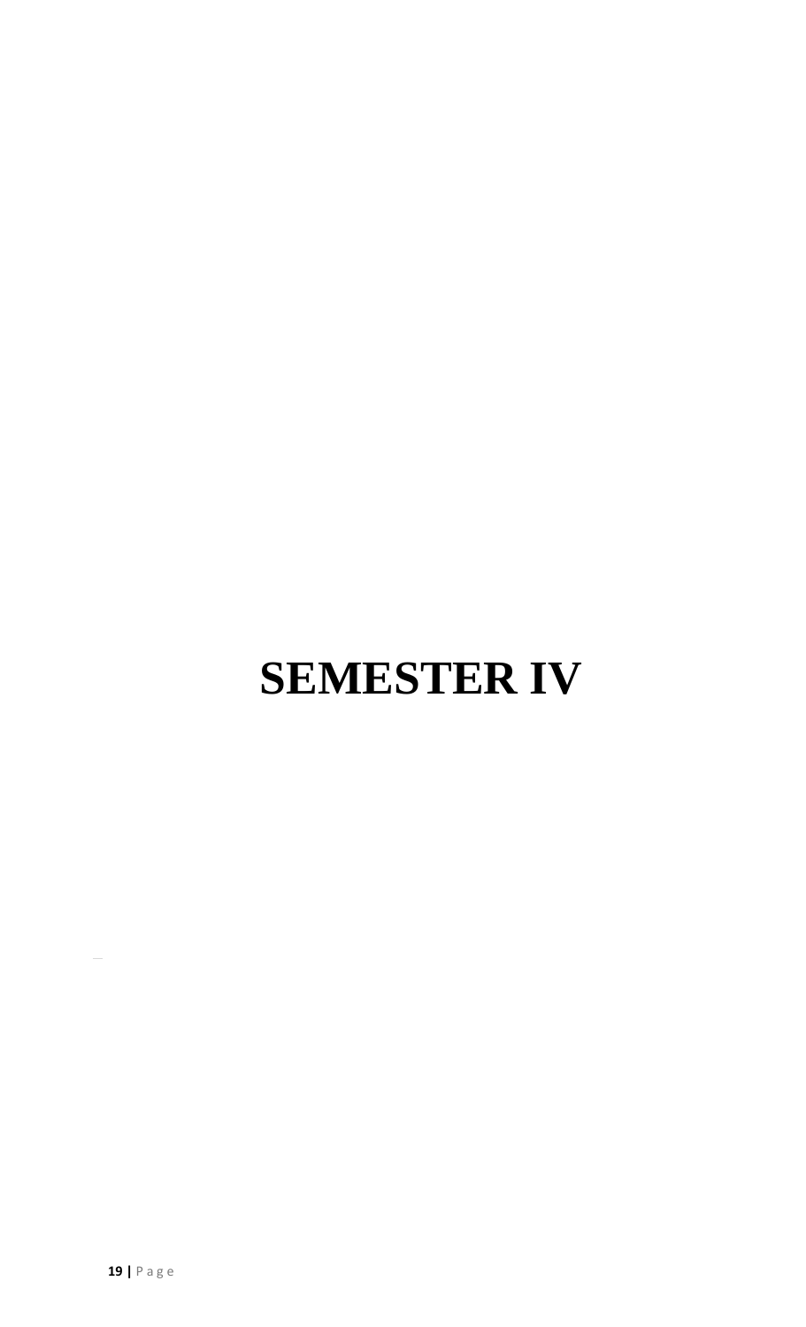# SEMESTER IV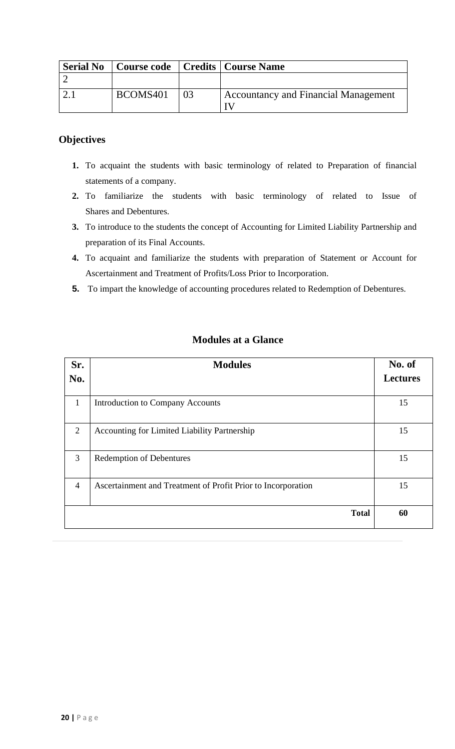| Serial No | Course code | Credits | Course Name |
|---|---|---|---|
| 2 | | | |
| 2.1 | BCOMS401 | 03 | Accountancy and Financial Management IV |

## Objectives

1. To acquaint the students with basic terminology of related to Preparation of financial statements of a company.
2. To familiarize the students with basic terminology of related to Issue of Shares and Debentures.
3. To introduce to the students the concept of Accounting for Limited Liability Partnership and preparation of its Final Accounts.
4. To acquaint and familiarize the students with preparation of Statement or Account for Ascertainment and Treatment of Profits/Loss Prior to Incorporation.
5. To impart the knowledge of accounting procedures related to Redemption of Debentures.

### Modules at a Glance

| Sr. No. | Modules | No. of Lectures |
|---|---|---|
| 1 | Introduction to Company Accounts | 15 |
| 2 | Accounting for Limited Liability Partnership | 15 |
| 3 | Redemption of Debentures | 15 |
| 4 | Ascertainment and Treatment of Profit Prior to Incorporation | 15 |
| | **Total** | **60** |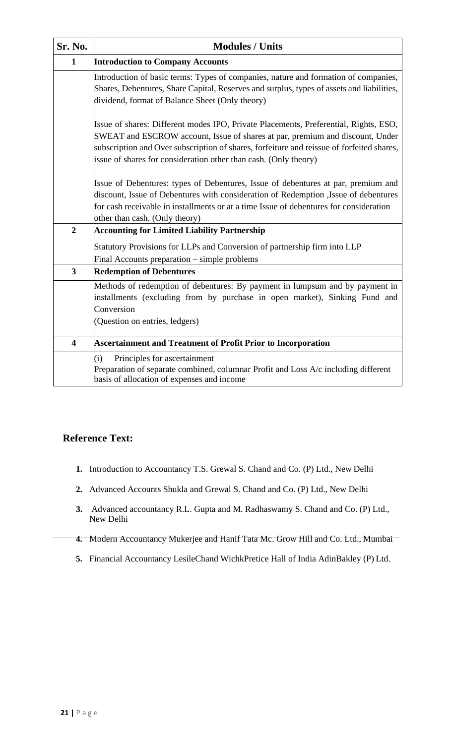| Sr. No. | Modules / Units |
|---|---|
| **1** | **Introduction to Company Accounts** |
| | Introduction of basic terms: Types of companies, nature and formation of companies, Shares, Debentures, Share Capital, Reserves and surplus, types of assets and liabilities, dividend, format of Balance Sheet (Only theory)<br><br>Issue of shares: Different modes IPO, Private Placements, Preferential, Rights, ESO, SWEAT and ESCROW account, Issue of shares at par, premium and discount, Under subscription and Over subscription of shares, forfeiture and reissue of forfeited shares, issue of shares for consideration other than cash. (Only theory)<br><br>Issue of Debentures: types of Debentures, Issue of debentures at par, premium and discount, Issue of Debentures with consideration of Redemption ,Issue of debentures for cash receivable in installments or at a time Issue of debentures for consideration other than cash. (Only theory) |
| **2** | **Accounting for Limited Liability Partnership** |
| | Statutory Provisions for LLPs and Conversion of partnership firm into LLP<br>Final Accounts preparation – simple problems |
| **3** | **Redemption of Debentures** |
| | Methods of redemption of debentures: By payment in lumpsum and by payment in installments (excluding from by purchase in open market), Sinking Fund and Conversion<br>(Question on entries, ledgers) |
| **4** | **Ascertainment and Treatment of Profit Prior to Incorporation** |
| | (i) Principles for ascertainment<br>Preparation of separate combined, columnar Profit and Loss A/c including different basis of allocation of expenses and income |

## Reference Text:

1. Introduction to Accountancy T.S. Grewal S. Chand and Co. (P) Ltd., New Delhi
2. Advanced Accounts Shukla and Grewal S. Chand and Co. (P) Ltd., New Delhi
3. Advanced accountancy R.L. Gupta and M. Radhaswamy S. Chand and Co. (P) Ltd., New Delhi
4. Modern Accountancy Mukerjee and Hanif Tata Mc. Grow Hill and Co. Ltd., Mumbai
5. Financial Accountancy LesileChand WichkPretice Hall of India AdinBakley (P) Ltd.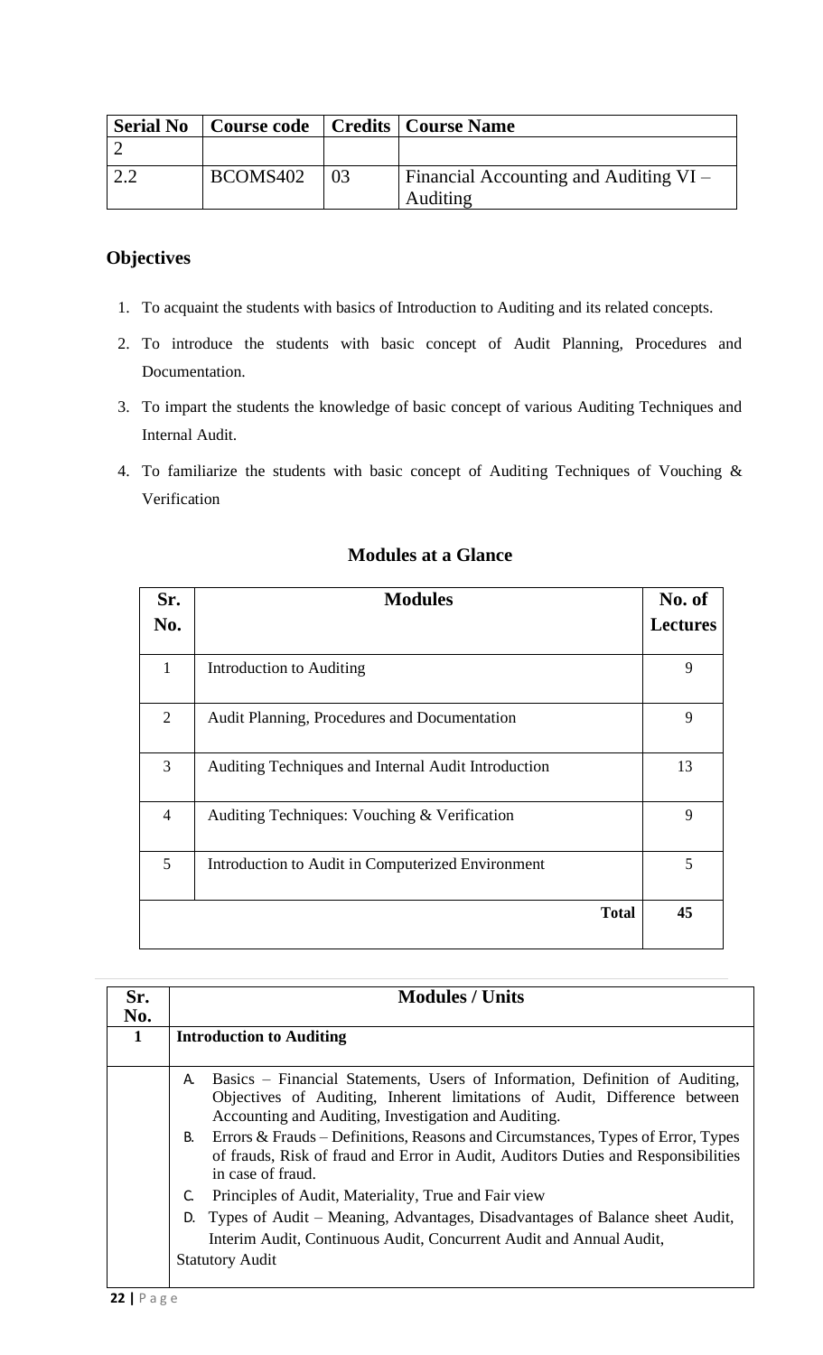| Serial No | Course code | Credits | Course Name |
|---|---|---|---|
| 2 | | | |
| 2.2 | BCOMS402 | 03 | Financial Accounting and Auditing VI – Auditing |

## Objectives

1. To acquaint the students with basics of Introduction to Auditing and its related concepts.
2. To introduce the students with basic concept of Audit Planning, Procedures and Documentation.
3. To impart the students the knowledge of basic concept of various Auditing Techniques and Internal Audit.
4. To familiarize the students with basic concept of Auditing Techniques of Vouching & Verification

### Modules at a Glance

| Sr. No. | Modules | No. of Lectures |
|---|---|---|
| 1 | Introduction to Auditing | 9 |
| 2 | Audit Planning, Procedures and Documentation | 9 |
| 3 | Auditing Techniques and Internal Audit Introduction | 13 |
| 4 | Auditing Techniques: Vouching & Verification | 9 |
| 5 | Introduction to Audit in Computerized Environment | 5 |
| | **Total** | **45** |

| Sr. No. | Modules / Units |
|---|---|
| **1** | **Introduction to Auditing** |
| | A. Basics – Financial Statements, Users of Information, Definition of Auditing, Objectives of Auditing, Inherent limitations of Audit, Difference between Accounting and Auditing, Investigation and Auditing.<br>B. Errors & Frauds – Definitions, Reasons and Circumstances, Types of Error, Types of frauds, Risk of fraud and Error in Audit, Auditors Duties and Responsibilities in case of fraud.<br>C. Principles of Audit, Materiality, True and Fair view<br>D. Types of Audit – Meaning, Advantages, Disadvantages of Balance sheet Audit, Interim Audit, Continuous Audit, Concurrent Audit and Annual Audit, Statutory Audit |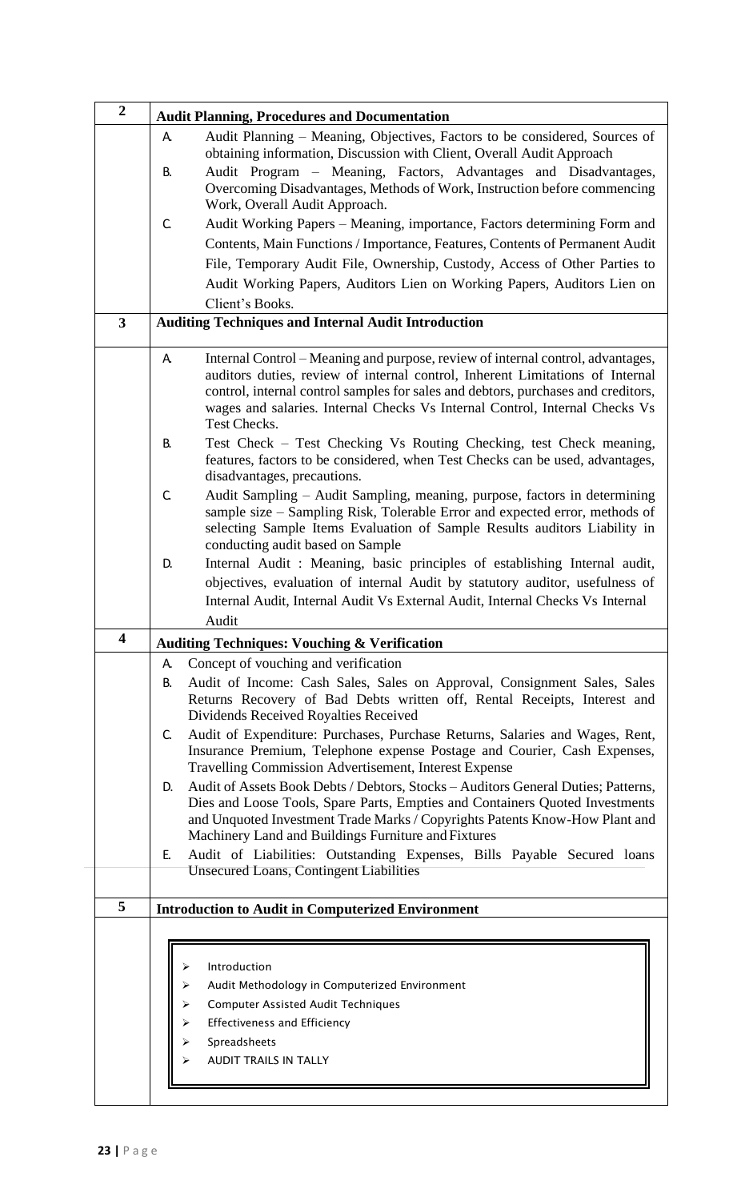| | |
|---|---|
| **2** | **Audit Planning, Procedures and Documentation** |
| | A. Audit Planning – Meaning, Objectives, Factors to be considered, Sources of obtaining information, Discussion with Client, Overall Audit Approach<br>B. Audit Program – Meaning, Factors, Advantages and Disadvantages, Overcoming Disadvantages, Methods of Work, Instruction before commencing Work, Overall Audit Approach.<br>C. Audit Working Papers – Meaning, importance, Factors determining Form and Contents, Main Functions / Importance, Features, Contents of Permanent Audit File, Temporary Audit File, Ownership, Custody, Access of Other Parties to Audit Working Papers, Auditors Lien on Working Papers, Auditors Lien on Client's Books. |
| **3** | **Auditing Techniques and Internal Audit Introduction** |
| | A. Internal Control – Meaning and purpose, review of internal control, advantages, auditors duties, review of internal control, Inherent Limitations of Internal control, internal control samples for sales and debtors, purchases and creditors, wages and salaries. Internal Checks Vs Internal Control, Internal Checks Vs Test Checks.<br>B. Test Check – Test Checking Vs Routing Checking, test Check meaning, features, factors to be considered, when Test Checks can be used, advantages, disadvantages, precautions.<br>C. Audit Sampling – Audit Sampling, meaning, purpose, factors in determining sample size – Sampling Risk, Tolerable Error and expected error, methods of selecting Sample Items Evaluation of Sample Results auditors Liability in conducting audit based on Sample<br>D. Internal Audit : Meaning, basic principles of establishing Internal audit, objectives, evaluation of internal Audit by statutory auditor, usefulness of Internal Audit, Internal Audit Vs External Audit, Internal Checks Vs Internal Audit |
| **4** | **Auditing Techniques: Vouching & Verification** |
| | A. Concept of vouching and verification<br>B. Audit of Income: Cash Sales, Sales on Approval, Consignment Sales, Sales Returns Recovery of Bad Debts written off, Rental Receipts, Interest and Dividends Received Royalties Received<br>C. Audit of Expenditure: Purchases, Purchase Returns, Salaries and Wages, Rent, Insurance Premium, Telephone expense Postage and Courier, Cash Expenses, Travelling Commission Advertisement, Interest Expense<br>D. Audit of Assets Book Debts / Debtors, Stocks – Auditors General Duties; Patterns, Dies and Loose Tools, Spare Parts, Empties and Containers Quoted Investments and Unquoted Investment Trade Marks / Copyrights Patents Know-How Plant and Machinery Land and Buildings Furniture and Fixtures<br>E. Audit of Liabilities: Outstanding Expenses, Bills Payable Secured loans Unsecured Loans, Contingent Liabilities |
| **5** | **Introduction to Audit in Computerized Environment** |
| | ➢ Introduction<br>➢ Audit Methodology in Computerized Environment<br>➢ Computer Assisted Audit Techniques<br>➢ Effectiveness and Efficiency<br>➢ Spreadsheets<br>➢ AUDIT TRAILS IN TALLY |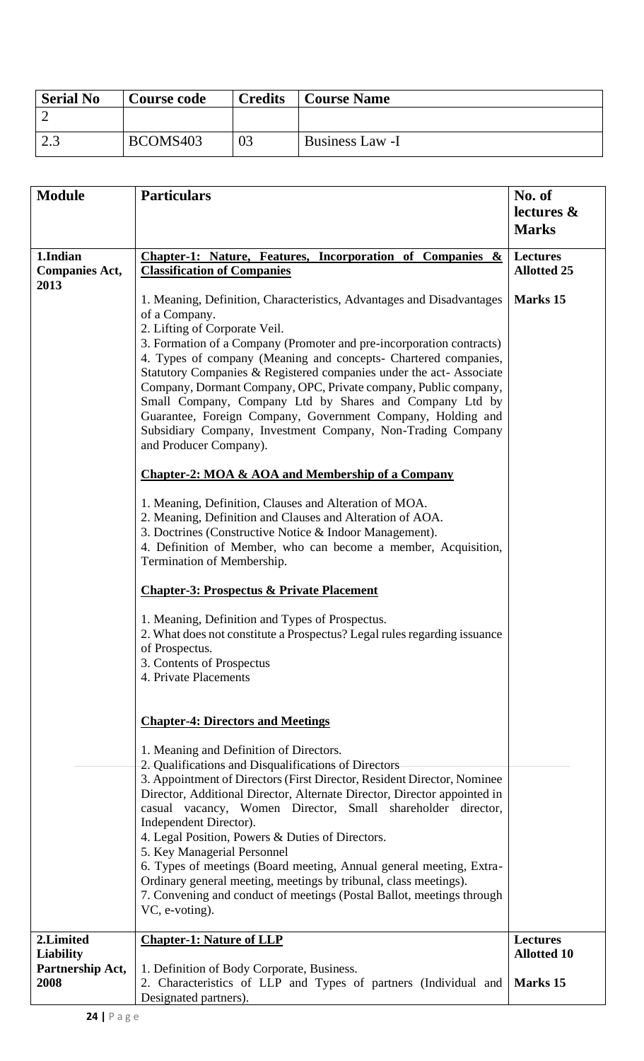| Serial No | Course code | Credits | Course Name |
|---|---|---|---|
| 2 | | | |
| 2.3 | BCOMS403 | 03 | Business Law -I |

| Module | Particulars | No. of lectures & Marks |
|---|---|---|
| **1.Indian Companies Act, 2013** | **Chapter-1: Nature, Features, Incorporation of Companies & Classification of Companies**<br><br>1. Meaning, Definition, Characteristics, Advantages and Disadvantages of a Company.<br>2. Lifting of Corporate Veil.<br>3. Formation of a Company (Promoter and pre-incorporation contracts)<br>4. Types of company (Meaning and concepts- Chartered companies, Statutory Companies & Registered companies under the act- Associate Company, Dormant Company, OPC, Private company, Public company, Small Company, Company Ltd by Shares and Company Ltd by Guarantee, Foreign Company, Government Company, Holding and Subsidiary Company, Investment Company, Non-Trading Company and Producer Company).<br><br>**Chapter-2: MOA & AOA and Membership of a Company**<br><br>1. Meaning, Definition, Clauses and Alteration of MOA.<br>2. Meaning, Definition and Clauses and Alteration of AOA.<br>3. Doctrines (Constructive Notice & Indoor Management).<br>4. Definition of Member, who can become a member, Acquisition, Termination of Membership.<br><br>**Chapter-3: Prospectus & Private Placement**<br><br>1. Meaning, Definition and Types of Prospectus.<br>2. What does not constitute a Prospectus? Legal rules regarding issuance of Prospectus.<br>3. Contents of Prospectus<br>4. Private Placements<br><br>**Chapter-4: Directors and Meetings**<br><br>1. Meaning and Definition of Directors.<br>2. Qualifications and Disqualifications of Directors<br>3. Appointment of Directors (First Director, Resident Director, Nominee Director, Additional Director, Alternate Director, Director appointed in casual vacancy, Women Director, Small shareholder director, Independent Director).<br>4. Legal Position, Powers & Duties of Directors.<br>5. Key Managerial Personnel<br>6. Types of meetings (Board meeting, Annual general meeting, Extra-Ordinary general meeting, meetings by tribunal, class meetings).<br>7. Convening and conduct of meetings (Postal Ballot, meetings through VC, e-voting). | **Lectures Allotted 25**<br><br>**Marks 15** |
| **2.Limited Liability Partnership Act, 2008** | **Chapter-1: Nature of LLP**<br><br>1. Definition of Body Corporate, Business.<br>2. Characteristics of LLP and Types of partners (Individual and Designated partners). | **Lectures Allotted 10**<br><br>**Marks 15** |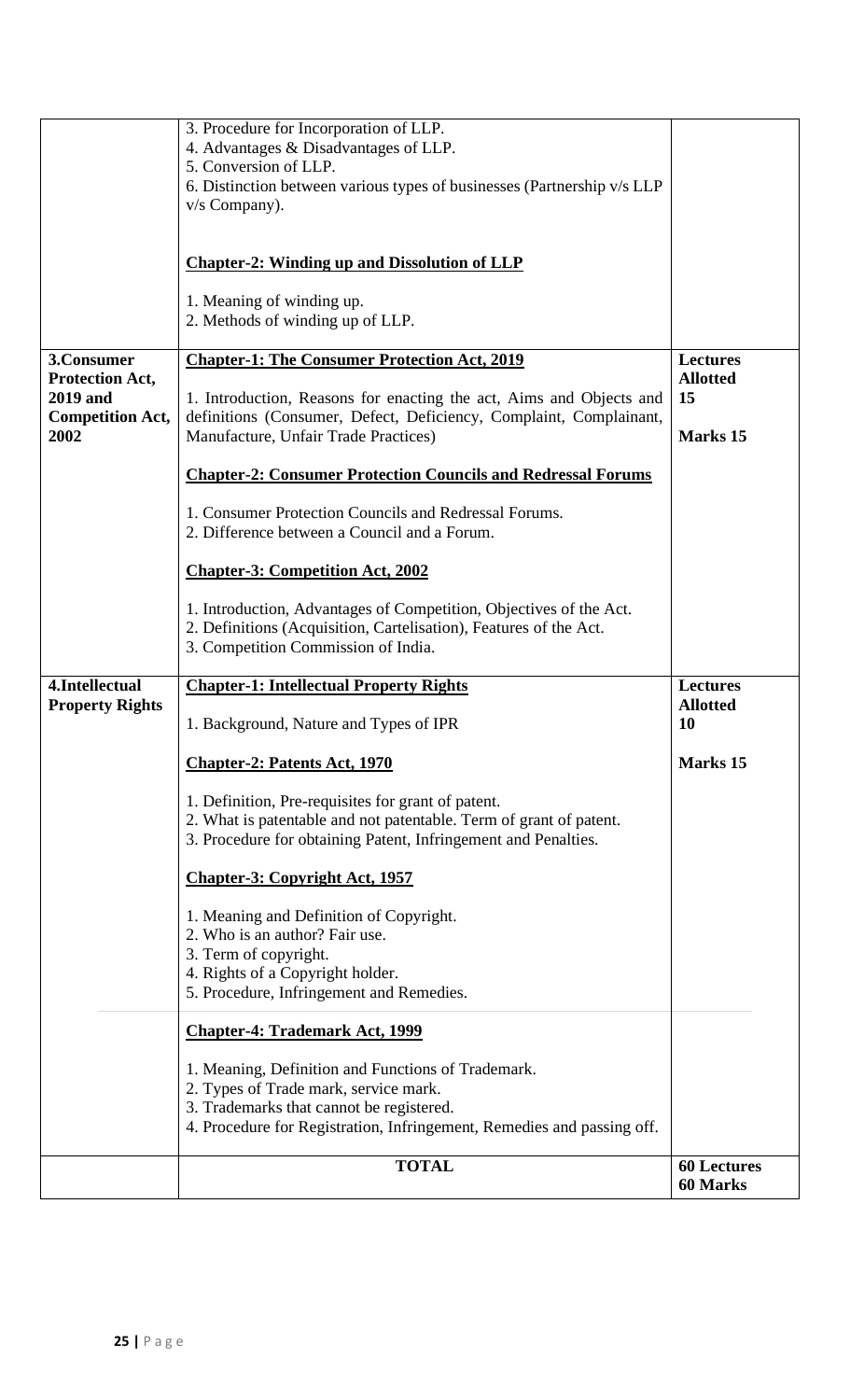| | | |
|---|---|---|
| | 3. Procedure for Incorporation of LLP.<br>4. Advantages & Disadvantages of LLP.<br>5. Conversion of LLP.<br>6. Distinction between various types of businesses (Partnership v/s LLP v/s Company).<br><br>**<u>Chapter-2: Winding up and Dissolution of LLP</u>**<br><br>1. Meaning of winding up.<br>2. Methods of winding up of LLP. | |
| **3.Consumer Protection Act, 2019 and Competition Act, 2002** | **<u>Chapter-1: The Consumer Protection Act, 2019</u>**<br><br>1. Introduction, Reasons for enacting the act, Aims and Objects and definitions (Consumer, Defect, Deficiency, Complaint, Complainant, Manufacture, Unfair Trade Practices)<br><br>**<u>Chapter-2: Consumer Protection Councils and Redressal Forums</u>**<br><br>1. Consumer Protection Councils and Redressal Forums.<br>2. Difference between a Council and a Forum.<br><br>**<u>Chapter-3: Competition Act, 2002</u>**<br><br>1. Introduction, Advantages of Competition, Objectives of the Act.<br>2. Definitions (Acquisition, Cartelisation), Features of the Act.<br>3. Competition Commission of India. | **Lectures Allotted 15**<br><br>**Marks 15** |
| **4.Intellectual Property Rights** | **<u>Chapter-1: Intellectual Property Rights</u>**<br><br>1. Background, Nature and Types of IPR<br><br>**<u>Chapter-2: Patents Act, 1970</u>**<br><br>1. Definition, Pre-requisites for grant of patent.<br>2. What is patentable and not patentable. Term of grant of patent.<br>3. Procedure for obtaining Patent, Infringement and Penalties.<br><br>**<u>Chapter-3: Copyright Act, 1957</u>**<br><br>1. Meaning and Definition of Copyright.<br>2. Who is an author? Fair use.<br>3. Term of copyright.<br>4. Rights of a Copyright holder.<br>5. Procedure, Infringement and Remedies.<br><br>**<u>Chapter-4: Trademark Act, 1999</u>**<br><br>1. Meaning, Definition and Functions of Trademark.<br>2. Types of Trade mark, service mark.<br>3. Trademarks that cannot be registered.<br>4. Procedure for Registration, Infringement, Remedies and passing off. | **Lectures Allotted 10**<br><br>**Marks 15** |
| | **TOTAL** | **60 Lectures**<br>**60 Marks** |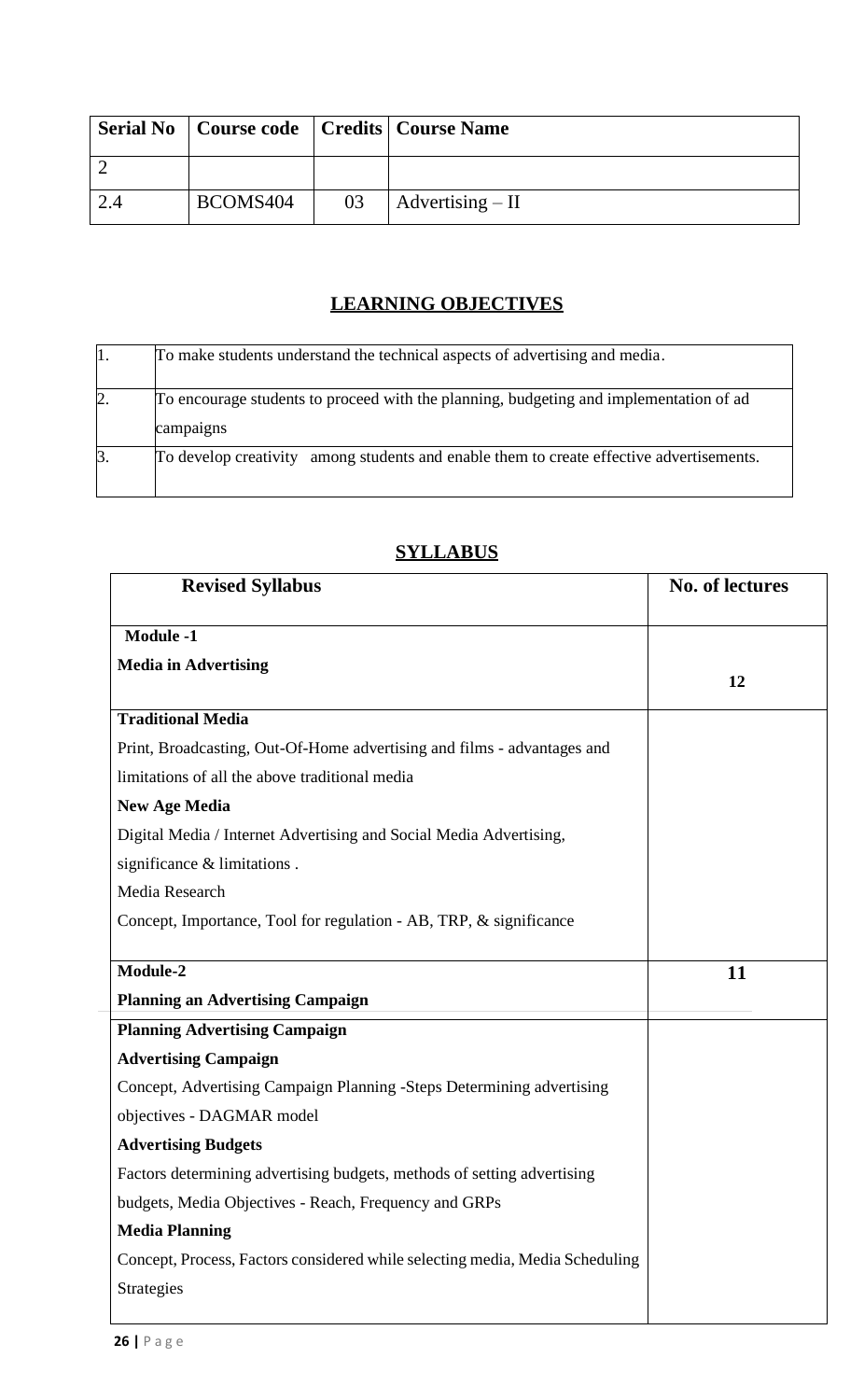| Serial No | Course code | Credits | Course Name |
|---|---|---|---|
| 2 | | | |
| 2.4 | BCOMS404 | 03 | Advertising – II |

## LEARNING OBJECTIVES

| | |
|---|---|
| 1. | To make students understand the technical aspects of advertising and media. |
| 2. | To encourage students to proceed with the planning, budgeting and implementation of ad campaigns |
| 3. | To develop creativity among students and enable them to create effective advertisements. |

## SYLLABUS

| Revised Syllabus | No. of lectures |
|---|---|
| **Module -1**<br>**Media in Advertising** | **12** |
| **Traditional Media**<br>Print, Broadcasting, Out-Of-Home advertising and films - advantages and limitations of all the above traditional media<br>**New Age Media**<br>Digital Media / Internet Advertising and Social Media Advertising, significance & limitations .<br>Media Research<br>Concept, Importance, Tool for regulation - AB, TRP, & significance | |
| **Module-2**<br>**Planning an Advertising Campaign** | **11** |
| **Planning Advertising Campaign**<br>**Advertising Campaign**<br>Concept, Advertising Campaign Planning -Steps Determining advertising objectives - DAGMAR model<br>**Advertising Budgets**<br>Factors determining advertising budgets, methods of setting advertising budgets, Media Objectives - Reach, Frequency and GRPs<br>**Media Planning**<br>Concept, Process, Factors considered while selecting media, Media Scheduling Strategies | |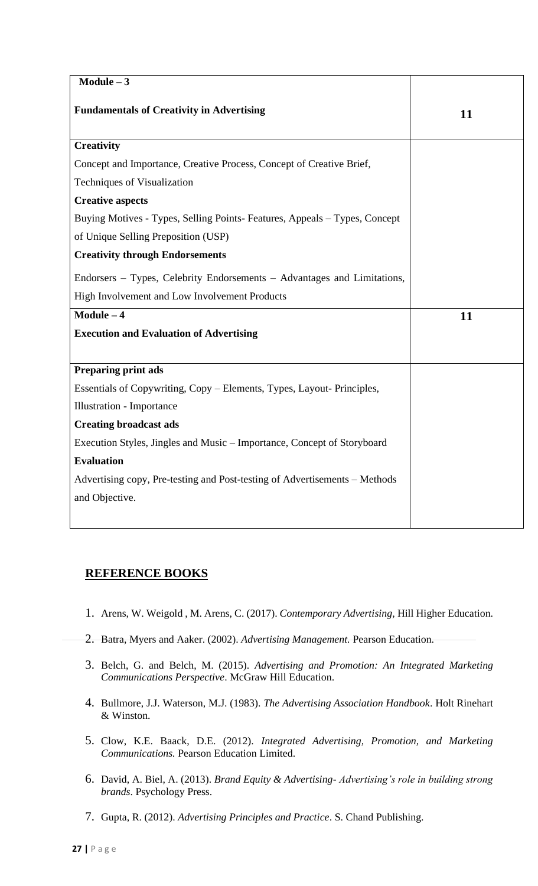| Module – 3<br><br>**Fundamentals of Creativity in Advertising** | **11** |
|---|---|
| **Creativity**<br>Concept and Importance, Creative Process, Concept of Creative Brief, Techniques of Visualization<br>**Creative aspects**<br>Buying Motives - Types, Selling Points- Features, Appeals – Types, Concept of Unique Selling Preposition (USP)<br>**Creativity through Endorsements**<br>Endorsers – Types, Celebrity Endorsements – Advantages and Limitations, High Involvement and Low Involvement Products | |
| **Module – 4**<br>**Execution and Evaluation of Advertising** | **11** |
| **Preparing print ads**<br>Essentials of Copywriting, Copy – Elements, Types, Layout- Principles, Illustration - Importance<br>**Creating broadcast ads**<br>Execution Styles, Jingles and Music – Importance, Concept of Storyboard<br>**Evaluation**<br>Advertising copy, Pre-testing and Post-testing of Advertisements – Methods and Objective. | |

## REFERENCE BOOKS

1. Arens, W. Weigold , M. Arens, C. (2017). *Contemporary Advertising,* Hill Higher Education.
2. Batra, Myers and Aaker. (2002). *Advertising Management.* Pearson Education.
3. Belch, G. and Belch, M. (2015). *Advertising and Promotion: An Integrated Marketing Communications Perspective*. McGraw Hill Education.
4. Bullmore, J.J. Waterson, M.J. (1983). *The Advertising Association Handbook*. Holt Rinehart & Winston.
5. Clow, K.E. Baack, D.E. (2012). *Integrated Advertising, Promotion, and Marketing Communications.* Pearson Education Limited.
6. David, A. Biel, A. (2013). *Brand Equity & Advertising- Advertising's role in building strong brands*. Psychology Press.
7. Gupta, R. (2012). *Advertising Principles and Practice*. S. Chand Publishing.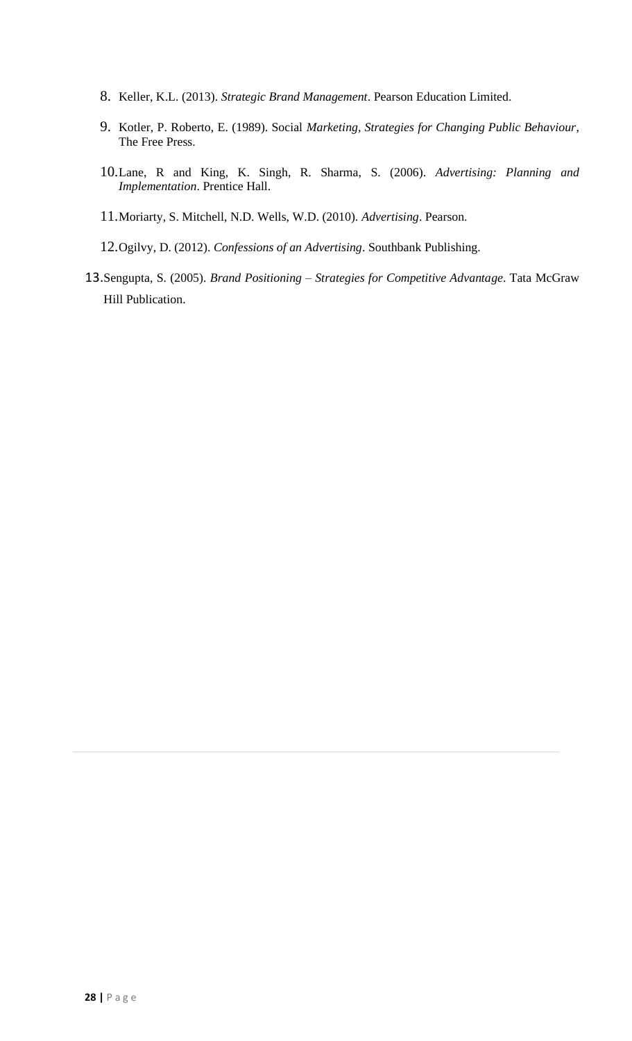8. Keller, K.L. (2013). *Strategic Brand Management*. Pearson Education Limited.
9. Kotler, P. Roberto, E. (1989). Social *Marketing, Strategies for Changing Public Behaviour*, The Free Press.
10. Lane, R and King, K. Singh, R. Sharma, S. (2006). *Advertising: Planning and Implementation*. Prentice Hall.
11. Moriarty, S. Mitchell, N.D. Wells, W.D. (2010). *Advertising*. Pearson.
12. Ogilvy, D. (2012). *Confessions of an Advertising*. Southbank Publishing.
13. Sengupta, S. (2005). *Brand Positioning – Strategies for Competitive Advantage*. Tata McGraw Hill Publication.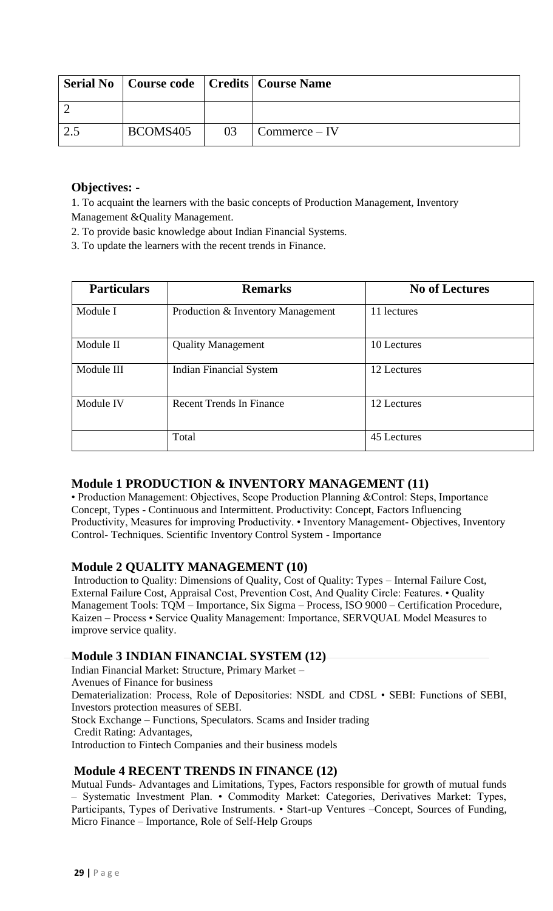| Serial No | Course code | Credits | Course Name |
|---|---|---|---|
| 2 | | | |
| 2.5 | BCOMS405 | 03 | Commerce – IV |

**Objectives: -**

1. To acquaint the learners with the basic concepts of Production Management, Inventory Management &Quality Management.
2. To provide basic knowledge about Indian Financial Systems.
3. To update the learners with the recent trends in Finance.

| Particulars | Remarks | No of Lectures |
|---|---|---|
| Module I | Production & Inventory Management | 11 lectures |
| Module II | Quality Management | 10 Lectures |
| Module III | Indian Financial System | 12 Lectures |
| Module IV | Recent Trends In Finance | 12 Lectures |
| | Total | 45 Lectures |

### Module 1 PRODUCTION & INVENTORY MANAGEMENT (11)

• Production Management: Objectives, Scope Production Planning &Control: Steps, Importance Concept, Types - Continuous and Intermittent. Productivity: Concept, Factors Influencing Productivity, Measures for improving Productivity. • Inventory Management- Objectives, Inventory Control- Techniques. Scientific Inventory Control System - Importance

### Module 2 QUALITY MANAGEMENT (10)

Introduction to Quality: Dimensions of Quality, Cost of Quality: Types – Internal Failure Cost, External Failure Cost, Appraisal Cost, Prevention Cost, And Quality Circle: Features. • Quality Management Tools: TQM – Importance, Six Sigma – Process, ISO 9000 – Certification Procedure, Kaizen – Process • Service Quality Management: Importance, SERVQUAL Model Measures to improve service quality.

### Module 3 INDIAN FINANCIAL SYSTEM (12)

Indian Financial Market: Structure, Primary Market –
Avenues of Finance for business
Dematerialization: Process, Role of Depositories: NSDL and CDSL • SEBI: Functions of SEBI, Investors protection measures of SEBI.
Stock Exchange – Functions, Speculators. Scams and Insider trading
Credit Rating: Advantages,
Introduction to Fintech Companies and their business models

### Module 4 RECENT TRENDS IN FINANCE (12)

Mutual Funds- Advantages and Limitations, Types, Factors responsible for growth of mutual funds – Systematic Investment Plan. • Commodity Market: Categories, Derivatives Market: Types, Participants, Types of Derivative Instruments. • Start-up Ventures –Concept, Sources of Funding, Micro Finance – Importance, Role of Self-Help Groups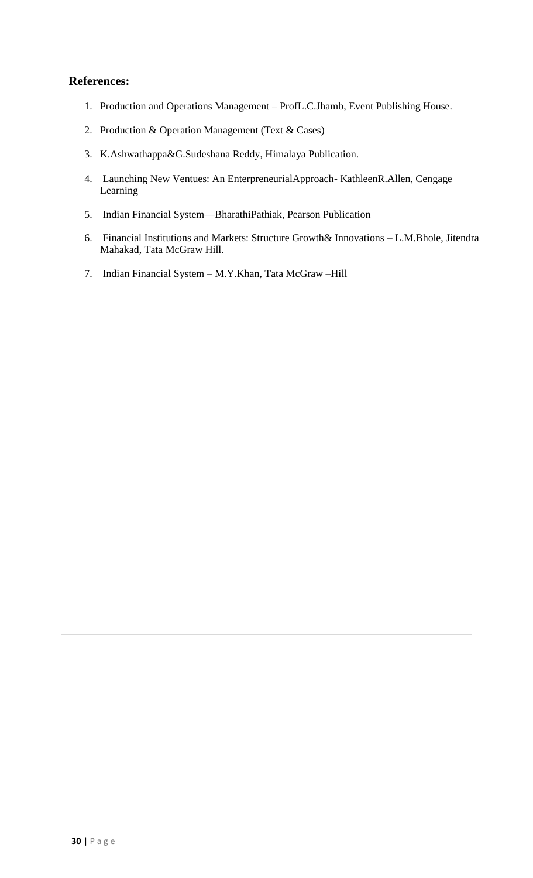**References:**

1. Production and Operations Management – ProfL.C.Jhamb, Event Publishing House.
2. Production & Operation Management (Text & Cases)
3. K.Ashwathappa&G.Sudeshana Reddy, Himalaya Publication.
4. Launching New Ventues: An EnterpreneurialApproach- KathleenR.Allen, Cengage Learning
5. Indian Financial System—BharathiPathiak, Pearson Publication
6. Financial Institutions and Markets: Structure Growth& Innovations – L.M.Bhole, Jitendra Mahakad, Tata McGraw Hill.
7. Indian Financial System – M.Y.Khan, Tata McGraw –Hill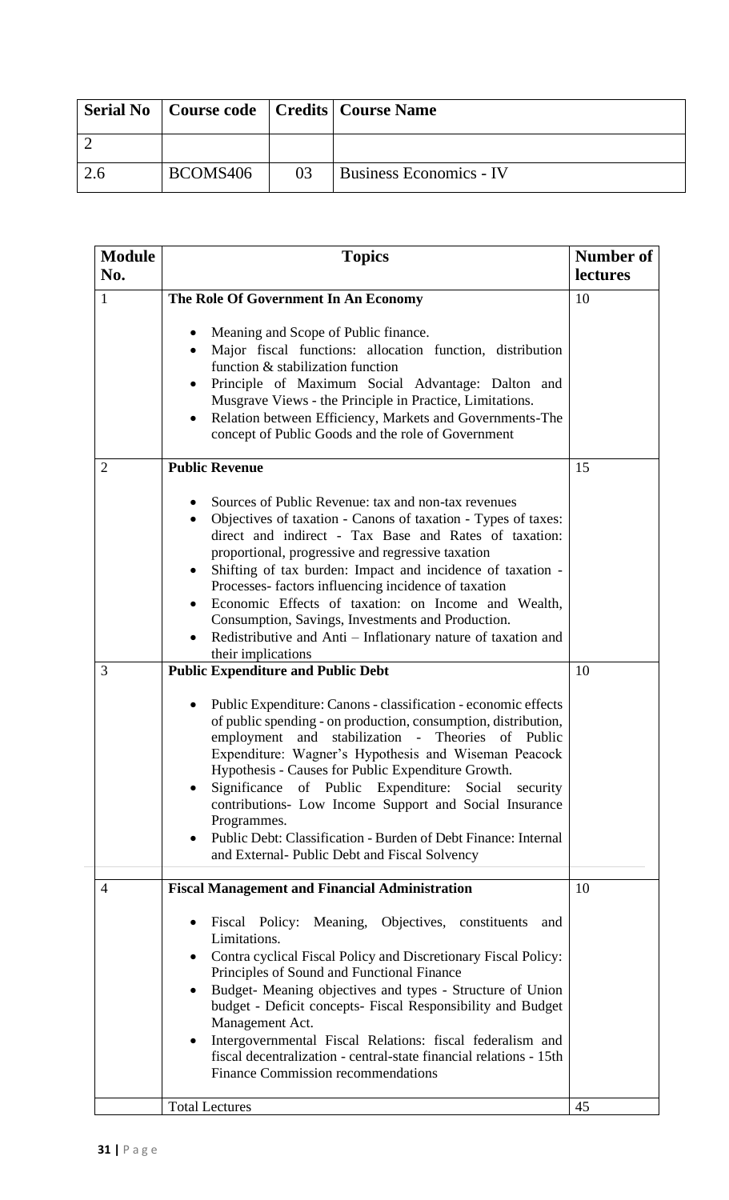| Serial No | Course code | Credits | Course Name |
|---|---|---|---|
| 2 | | | |
| 2.6 | BCOMS406 | 03 | Business Economics - IV |

| Module No. | Topics | Number of lectures |
|---|---|---|
| 1 | **The Role Of Government In An Economy**<br>• Meaning and Scope of Public finance.<br>• Major fiscal functions: allocation function, distribution function & stabilization function<br>• Principle of Maximum Social Advantage: Dalton and Musgrave Views - the Principle in Practice, Limitations.<br>• Relation between Efficiency, Markets and Governments-The concept of Public Goods and the role of Government | 10 |
| 2 | **Public Revenue**<br>• Sources of Public Revenue: tax and non-tax revenues<br>• Objectives of taxation - Canons of taxation - Types of taxes: direct and indirect - Tax Base and Rates of taxation: proportional, progressive and regressive taxation<br>• Shifting of tax burden: Impact and incidence of taxation - Processes- factors influencing incidence of taxation<br>• Economic Effects of taxation: on Income and Wealth, Consumption, Savings, Investments and Production.<br>• Redistributive and Anti – Inflationary nature of taxation and their implications | 15 |
| 3 | **Public Expenditure and Public Debt**<br>• Public Expenditure: Canons - classification - economic effects of public spending - on production, consumption, distribution, employment and stabilization - Theories of Public Expenditure: Wagner's Hypothesis and Wiseman Peacock Hypothesis - Causes for Public Expenditure Growth.<br>• Significance of Public Expenditure: Social security contributions- Low Income Support and Social Insurance Programmes.<br>• Public Debt: Classification - Burden of Debt Finance: Internal and External- Public Debt and Fiscal Solvency | 10 |
| 4 | **Fiscal Management and Financial Administration**<br>• Fiscal Policy: Meaning, Objectives, constituents and Limitations.<br>• Contra cyclical Fiscal Policy and Discretionary Fiscal Policy: Principles of Sound and Functional Finance<br>• Budget- Meaning objectives and types - Structure of Union budget - Deficit concepts- Fiscal Responsibility and Budget Management Act.<br>• Intergovernmental Fiscal Relations: fiscal federalism and fiscal decentralization - central-state financial relations - 15th Finance Commission recommendations | 10 |
| | Total Lectures | 45 |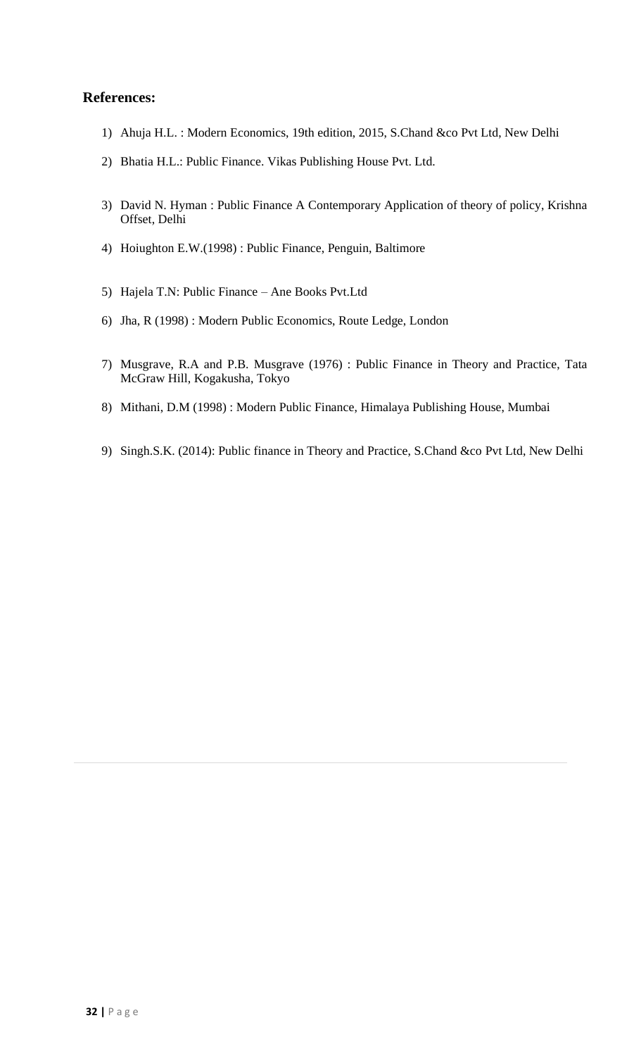**References:**

1) Ahuja H.L. : Modern Economics, 19th edition, 2015, S.Chand &co Pvt Ltd, New Delhi

2) Bhatia H.L.: Public Finance. Vikas Publishing House Pvt. Ltd.

3) David N. Hyman : Public Finance A Contemporary Application of theory of policy, Krishna Offset, Delhi

4) Hoiughton E.W.(1998) : Public Finance, Penguin, Baltimore

5) Hajela T.N: Public Finance – Ane Books Pvt.Ltd

6) Jha, R (1998) : Modern Public Economics, Route Ledge, London

7) Musgrave, R.A and P.B. Musgrave (1976) : Public Finance in Theory and Practice, Tata McGraw Hill, Kogakusha, Tokyo

8) Mithani, D.M (1998) : Modern Public Finance, Himalaya Publishing House, Mumbai

9) Singh.S.K. (2014): Public finance in Theory and Practice, S.Chand &co Pvt Ltd, New Delhi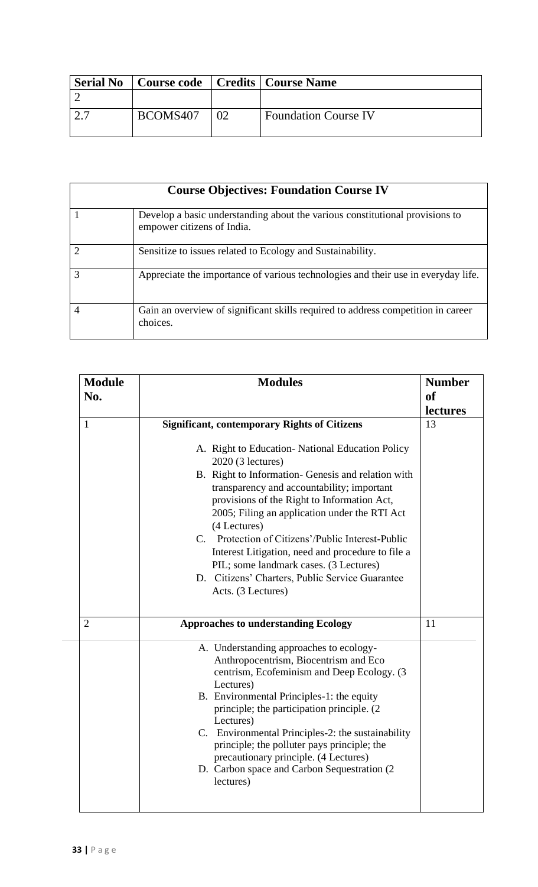| Serial No | Course code | Credits | Course Name |
|---|---|---|---|
| 2 | | | |
| 2.7 | BCOMS407 | 02 | Foundation Course IV |

| **Course Objectives: Foundation Course IV** | |
|---|---|
| 1 | Develop a basic understanding about the various constitutional provisions to empower citizens of India. |
| 2 | Sensitize to issues related to Ecology and Sustainability. |
| 3 | Appreciate the importance of various technologies and their use in everyday life. |
| 4 | Gain an overview of significant skills required to address competition in career choices. |

| Module No. | Modules | Number of lectures |
|---|---|---|
| 1 | **Significant, contemporary Rights of Citizens**<br><br>A. Right to Education- National Education Policy 2020 (3 lectures)<br>B. Right to Information- Genesis and relation with transparency and accountability; important provisions of the Right to Information Act, 2005; Filing an application under the RTI Act (4 Lectures)<br>C. Protection of Citizens'/Public Interest-Public Interest Litigation, need and procedure to file a PIL; some landmark cases. (3 Lectures)<br>D. Citizens' Charters, Public Service Guarantee Acts. (3 Lectures) | 13 |
| 2 | **Approaches to understanding Ecology**<br><br>A. Understanding approaches to ecology- Anthropocentrism, Biocentrism and Eco centrism, Ecofeminism and Deep Ecology. (3 Lectures)<br>B. Environmental Principles-1: the equity principle; the participation principle. (2 Lectures)<br>C. Environmental Principles-2: the sustainability principle; the polluter pays principle; the precautionary principle. (4 Lectures)<br>D. Carbon space and Carbon Sequestration (2 lectures) | 11 |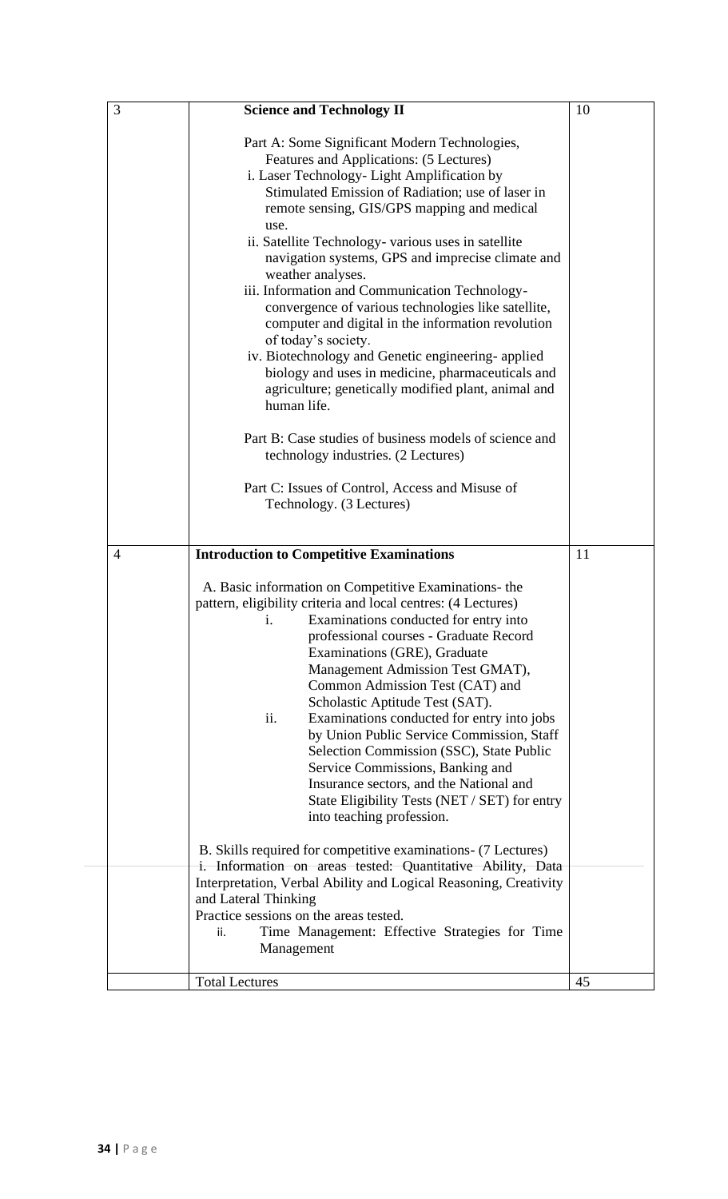| | | |
|---|---|---|
| 3 | **Science and Technology II**<br><br>Part A: Some Significant Modern Technologies, Features and Applications: (5 Lectures)<br>i. Laser Technology- Light Amplification by Stimulated Emission of Radiation; use of laser in remote sensing, GIS/GPS mapping and medical use.<br>ii. Satellite Technology- various uses in satellite navigation systems, GPS and imprecise climate and weather analyses.<br>iii. Information and Communication Technology- convergence of various technologies like satellite, computer and digital in the information revolution of today's society.<br>iv. Biotechnology and Genetic engineering- applied biology and uses in medicine, pharmaceuticals and agriculture; genetically modified plant, animal and human life.<br><br>Part B: Case studies of business models of science and technology industries. (2 Lectures)<br><br>Part C: Issues of Control, Access and Misuse of Technology. (3 Lectures) | 10 |
| 4 | **Introduction to Competitive Examinations**<br><br>A. Basic information on Competitive Examinations- the pattern, eligibility criteria and local centres: (4 Lectures)<br>i. Examinations conducted for entry into professional courses - Graduate Record Examinations (GRE), Graduate Management Admission Test GMAT), Common Admission Test (CAT) and Scholastic Aptitude Test (SAT).<br>ii. Examinations conducted for entry into jobs by Union Public Service Commission, Staff Selection Commission (SSC), State Public Service Commissions, Banking and Insurance sectors, and the National and State Eligibility Tests (NET / SET) for entry into teaching profession.<br><br>B. Skills required for competitive examinations- (7 Lectures)<br>i. Information on areas tested: Quantitative Ability, Data Interpretation, Verbal Ability and Logical Reasoning, Creativity and Lateral Thinking<br>Practice sessions on the areas tested.<br>ii. Time Management: Effective Strategies for Time Management | 11 |
| | Total Lectures | 45 |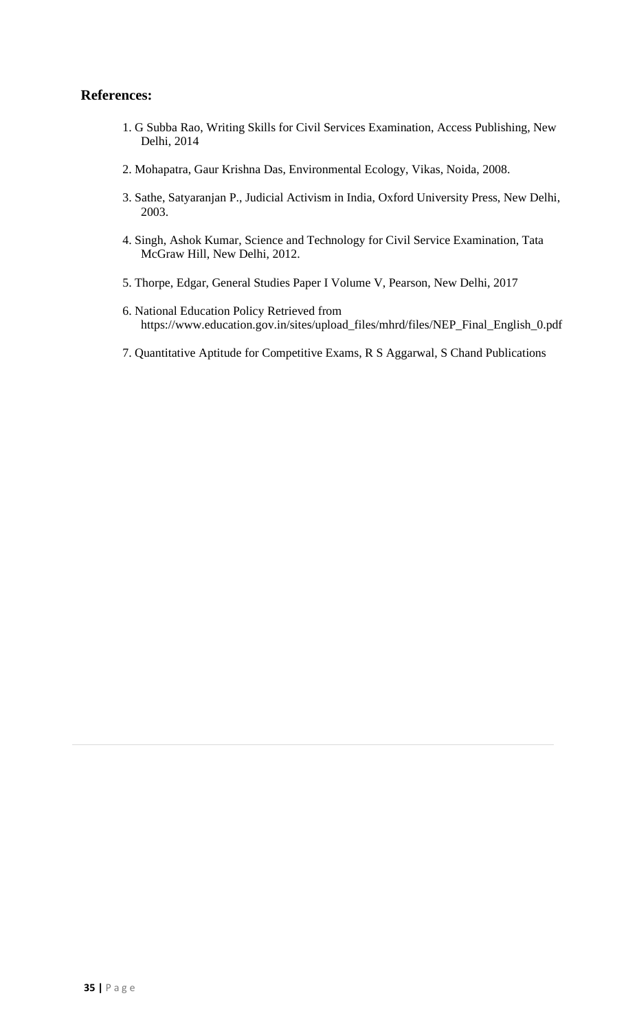**References:**

1. G Subba Rao, Writing Skills for Civil Services Examination, Access Publishing, New Delhi, 2014
2. Mohapatra, Gaur Krishna Das, Environmental Ecology, Vikas, Noida, 2008.
3. Sathe, Satyaranjan P., Judicial Activism in India, Oxford University Press, New Delhi, 2003.
4. Singh, Ashok Kumar, Science and Technology for Civil Service Examination, Tata McGraw Hill, New Delhi, 2012.
5. Thorpe, Edgar, General Studies Paper I Volume V, Pearson, New Delhi, 2017
6. National Education Policy Retrieved from https://www.education.gov.in/sites/upload_files/mhrd/files/NEP_Final_English_0.pdf
7. Quantitative Aptitude for Competitive Exams, R S Aggarwal, S Chand Publications